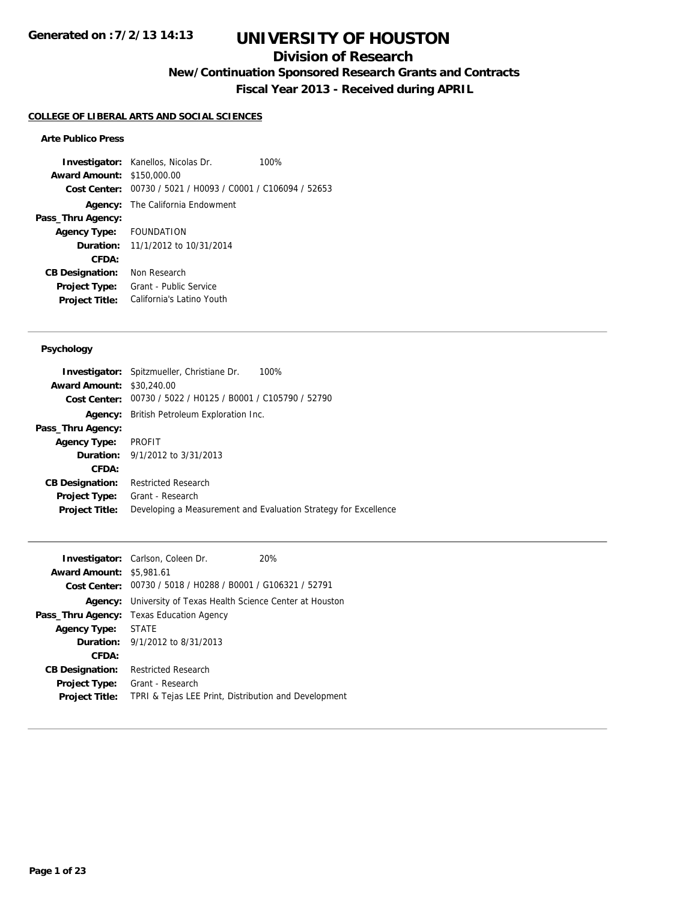Generated on :7/2/13 14:13

# UNIVERSITY OF HOUSTON

## Division of Research

### New/Continuation Sponsored Research Grants and Contracts

### Fiscal Year 2013 - Received during APRIL

**COLLEGE OF LIBERAL ARTS AND SOCIAL SCIENCES**

#### Arte Publico Press

| | | |
|---|---|---|
| **Investigator:** | Kanellos, Nicolas Dr. | 100% |
| **Award Amount:** | $150,000.00 | |
| **Cost Center:** | 00730 / 5021 / H0093 / C0001 / C106094 / 52653 | |
| **Agency:** | The California Endowment | |
| **Pass_Thru Agency:** | | |
| **Agency Type:** | FOUNDATION | |
| **Duration:** | 11/1/2012 to 10/31/2014 | |
| **CFDA:** | | |
| **CB Designation:** | Non Research | |
| **Project Type:** | Grant - Public Service | |
| **Project Title:** | California's Latino Youth | |

---

#### Psychology

| | | |
|---|---|---|
| **Investigator:** | Spitzmueller, Christiane Dr. | 100% |
| **Award Amount:** | $30,240.00 | |
| **Cost Center:** | 00730 / 5022 / H0125 / B0001 / C105790 / 52790 | |
| **Agency:** | British Petroleum Exploration Inc. | |
| **Pass_Thru Agency:** | | |
| **Agency Type:** | PROFIT | |
| **Duration:** | 9/1/2012 to 3/31/2013 | |
| **CFDA:** | | |
| **CB Designation:** | Restricted Research | |
| **Project Type:** | Grant - Research | |
| **Project Title:** | Developing a Measurement and Evaluation Strategy for Excellence | |

---

| | | |
|---|---|---|
| **Investigator:** | Carlson, Coleen Dr. | 20% |
| **Award Amount:** | $5,981.61 | |
| **Cost Center:** | 00730 / 5018 / H0288 / B0001 / G106321 / 52791 | |
| **Agency:** | University of Texas Health Science Center at Houston | |
| **Pass_Thru Agency:** | Texas Education Agency | |
| **Agency Type:** | STATE | |
| **Duration:** | 9/1/2012 to 8/31/2013 | |
| **CFDA:** | | |
| **CB Designation:** | Restricted Research | |
| **Project Type:** | Grant - Research | |
| **Project Title:** | TPRI & Tejas LEE Print, Distribution and Development | |

---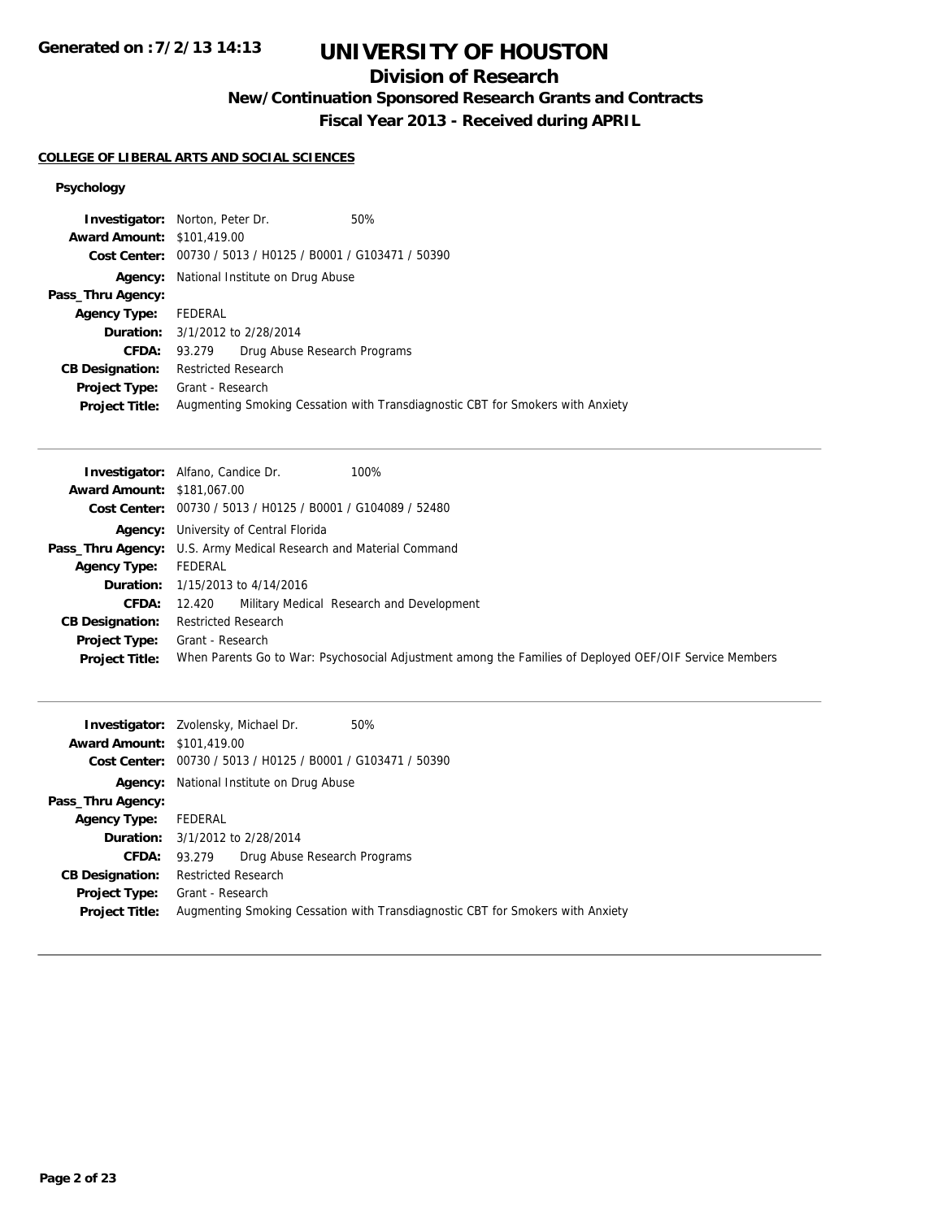# UNIVERSITY OF HOUSTON

## Division of Research

### New/Continuation Sponsored Research Grants and Contracts

### Fiscal Year 2013 - Received during APRIL

**COLLEGE OF LIBERAL ARTS AND SOCIAL SCIENCES**

**Psychology**

| | |
|---|---|
| **Investigator:** | Norton, Peter Dr. 50% |
| **Award Amount:** | $101,419.00 |
| **Cost Center:** | 00730 / 5013 / H0125 / B0001 / G103471 / 50390 |
| **Agency:** | National Institute on Drug Abuse |
| **Pass_Thru Agency:** | |
| **Agency Type:** | FEDERAL |
| **Duration:** | 3/1/2012 to 2/28/2014 |
| **CFDA:** | 93.279 Drug Abuse Research Programs |
| **CB Designation:** | Restricted Research |
| **Project Type:** | Grant - Research |
| **Project Title:** | Augmenting Smoking Cessation with Transdiagnostic CBT for Smokers with Anxiety |

---

| | |
|---|---|
| **Investigator:** | Alfano, Candice Dr. 100% |
| **Award Amount:** | $181,067.00 |
| **Cost Center:** | 00730 / 5013 / H0125 / B0001 / G104089 / 52480 |
| **Agency:** | University of Central Florida |
| **Pass_Thru Agency:** | U.S. Army Medical Research and Material Command |
| **Agency Type:** | FEDERAL |
| **Duration:** | 1/15/2013 to 4/14/2016 |
| **CFDA:** | 12.420 Military Medical Research and Development |
| **CB Designation:** | Restricted Research |
| **Project Type:** | Grant - Research |
| **Project Title:** | When Parents Go to War: Psychosocial Adjustment among the Families of Deployed OEF/OIF Service Members |

---

| | |
|---|---|
| **Investigator:** | Zvolensky, Michael Dr. 50% |
| **Award Amount:** | $101,419.00 |
| **Cost Center:** | 00730 / 5013 / H0125 / B0001 / G103471 / 50390 |
| **Agency:** | National Institute on Drug Abuse |
| **Pass_Thru Agency:** | |
| **Agency Type:** | FEDERAL |
| **Duration:** | 3/1/2012 to 2/28/2014 |
| **CFDA:** | 93.279 Drug Abuse Research Programs |
| **CB Designation:** | Restricted Research |
| **Project Type:** | Grant - Research |
| **Project Title:** | Augmenting Smoking Cessation with Transdiagnostic CBT for Smokers with Anxiety |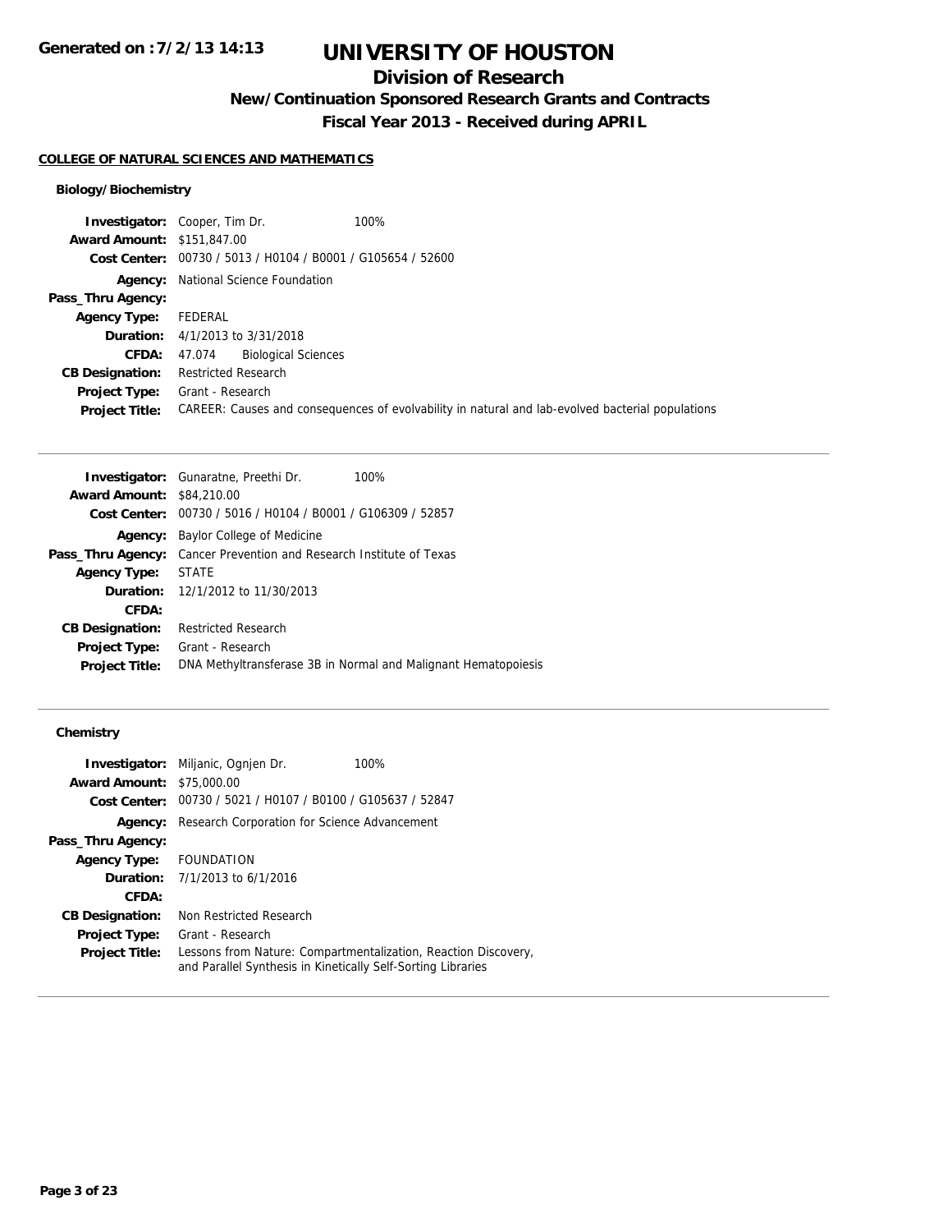# UNIVERSITY OF HOUSTON

## Division of Research

### New/Continuation Sponsored Research Grants and Contracts

### Fiscal Year 2013 - Received during APRIL

Generated on :7/2/13 14:13

**COLLEGE OF NATURAL SCIENCES AND MATHEMATICS**

#### Biology/Biochemistry

**Investigator:** Cooper, Tim Dr. 100%
**Award Amount:** $151,847.00
**Cost Center:** 00730 / 5013 / H0104 / B0001 / G105654 / 52600
**Agency:** National Science Foundation
**Pass_Thru Agency:**
**Agency Type:** FEDERAL
**Duration:** 4/1/2013 to 3/31/2018
**CFDA:** 47.074 Biological Sciences
**CB Designation:** Restricted Research
**Project Type:** Grant - Research
**Project Title:** CAREER: Causes and consequences of evolvability in natural and lab-evolved bacterial populations

---

**Investigator:** Gunaratne, Preethi Dr. 100%
**Award Amount:** $84,210.00
**Cost Center:** 00730 / 5016 / H0104 / B0001 / G106309 / 52857
**Agency:** Baylor College of Medicine
**Pass_Thru Agency:** Cancer Prevention and Research Institute of Texas
**Agency Type:** STATE
**Duration:** 12/1/2012 to 11/30/2013
**CFDA:**
**CB Designation:** Restricted Research
**Project Type:** Grant - Research
**Project Title:** DNA Methyltransferase 3B in Normal and Malignant Hematopoiesis

---

#### Chemistry

**Investigator:** Miljanic, Ognjen Dr. 100%
**Award Amount:** $75,000.00
**Cost Center:** 00730 / 5021 / H0107 / B0100 / G105637 / 52847
**Agency:** Research Corporation for Science Advancement
**Pass_Thru Agency:**
**Agency Type:** FOUNDATION
**Duration:** 7/1/2013 to 6/1/2016
**CFDA:**
**CB Designation:** Non Restricted Research
**Project Type:** Grant - Research
**Project Title:** Lessons from Nature: Compartmentalization, Reaction Discovery, and Parallel Synthesis in Kinetically Self-Sorting Libraries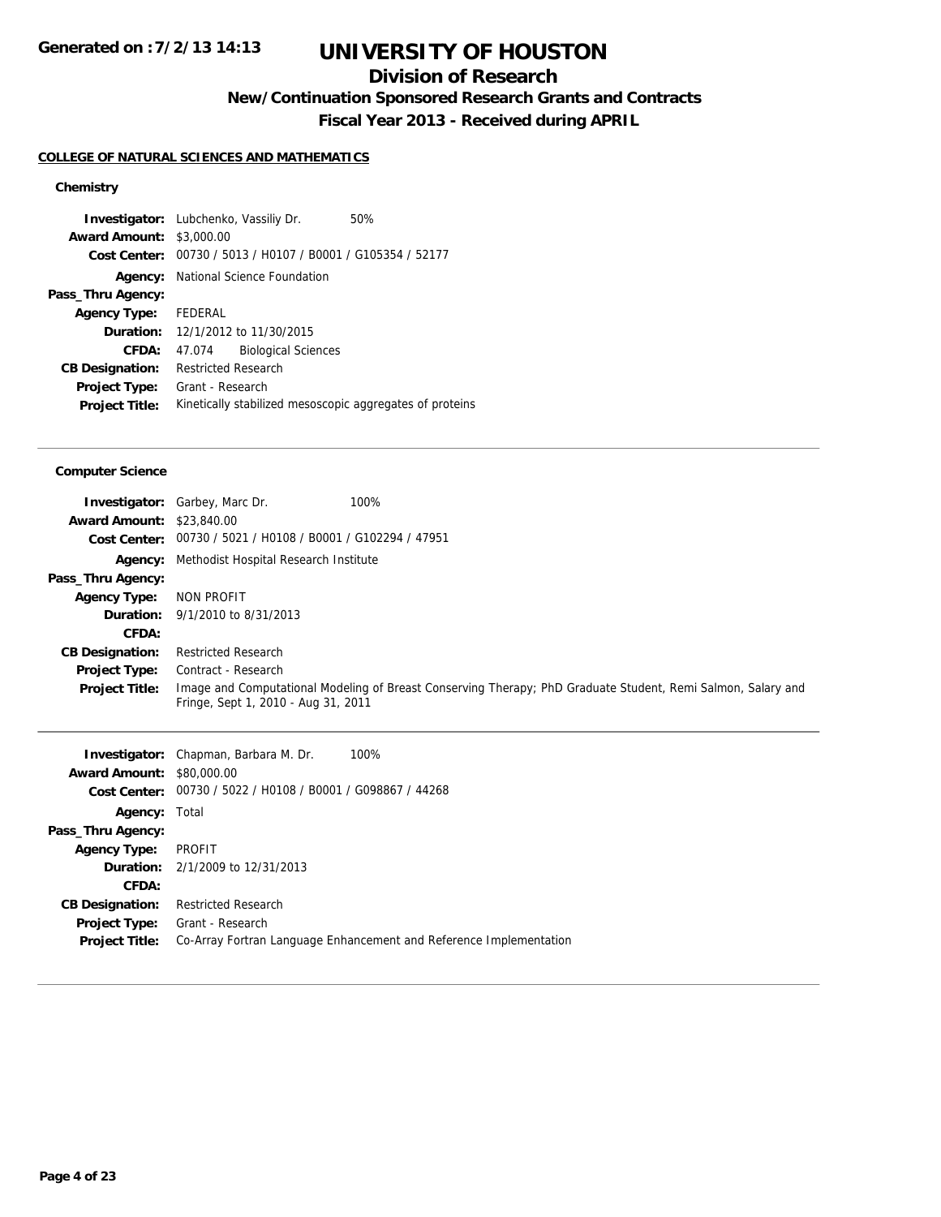# UNIVERSITY OF HOUSTON

## Division of Research

### New/Continuation Sponsored Research Grants and Contracts

### Fiscal Year 2013 - Received during APRIL

Generated on :7/2/13 14:13

**COLLEGE OF NATURAL SCIENCES AND MATHEMATICS**

#### Chemistry

| | |
|---|---|
| **Investigator:** | Lubchenko, Vassiliy Dr. 50% |
| **Award Amount:** | $3,000.00 |
| **Cost Center:** | 00730 / 5013 / H0107 / B0001 / G105354 / 52177 |
| **Agency:** | National Science Foundation |
| **Pass_Thru Agency:** | |
| **Agency Type:** | FEDERAL |
| **Duration:** | 12/1/2012 to 11/30/2015 |
| **CFDA:** | 47.074 Biological Sciences |
| **CB Designation:** | Restricted Research |
| **Project Type:** | Grant - Research |
| **Project Title:** | Kinetically stabilized mesoscopic aggregates of proteins |

#### Computer Science

| | |
|---|---|
| **Investigator:** | Garbey, Marc Dr. 100% |
| **Award Amount:** | $23,840.00 |
| **Cost Center:** | 00730 / 5021 / H0108 / B0001 / G102294 / 47951 |
| **Agency:** | Methodist Hospital Research Institute |
| **Pass_Thru Agency:** | |
| **Agency Type:** | NON PROFIT |
| **Duration:** | 9/1/2010 to 8/31/2013 |
| **CFDA:** | |
| **CB Designation:** | Restricted Research |
| **Project Type:** | Contract - Research |
| **Project Title:** | Image and Computational Modeling of Breast Conserving Therapy; PhD Graduate Student, Remi Salmon, Salary and Fringe, Sept 1, 2010 - Aug 31, 2011 |

| | |
|---|---|
| **Investigator:** | Chapman, Barbara M. Dr. 100% |
| **Award Amount:** | $80,000.00 |
| **Cost Center:** | 00730 / 5022 / H0108 / B0001 / G098867 / 44268 |
| **Agency:** | Total |
| **Pass_Thru Agency:** | |
| **Agency Type:** | PROFIT |
| **Duration:** | 2/1/2009 to 12/31/2013 |
| **CFDA:** | |
| **CB Designation:** | Restricted Research |
| **Project Type:** | Grant - Research |
| **Project Title:** | Co-Array Fortran Language Enhancement and Reference Implementation |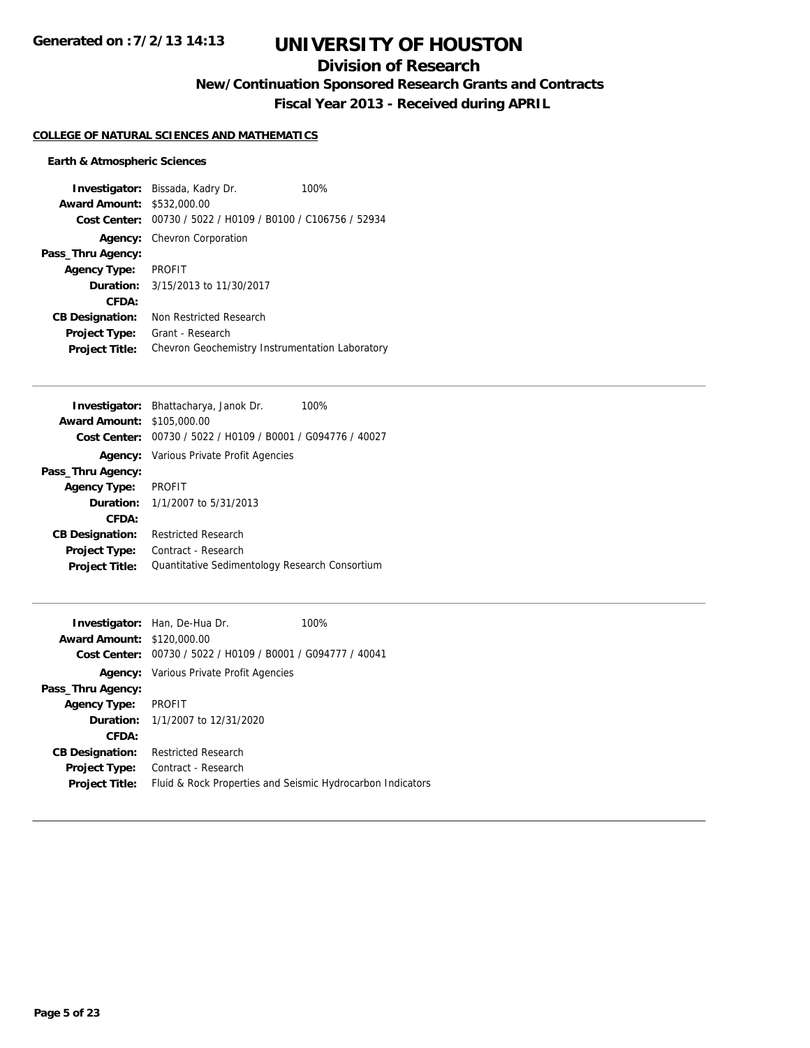# UNIVERSITY OF HOUSTON

## Division of Research

### New/Continuation Sponsored Research Grants and Contracts

### Fiscal Year 2013 - Received during APRIL

Generated on : 7/2/13 14:13

**COLLEGE OF NATURAL SCIENCES AND MATHEMATICS**

**Earth & Atmospheric Sciences**

**Investigator:** Bissada, Kadry Dr. 100%
**Award Amount:** $532,000.00
**Cost Center:** 00730 / 5022 / H0109 / B0100 / C106756 / 52934
**Agency:** Chevron Corporation
**Pass_Thru Agency:**
**Agency Type:** PROFIT
**Duration:** 3/15/2013 to 11/30/2017
**CFDA:**
**CB Designation:** Non Restricted Research
**Project Type:** Grant - Research
**Project Title:** Chevron Geochemistry Instrumentation Laboratory

---

**Investigator:** Bhattacharya, Janok Dr. 100%
**Award Amount:** $105,000.00
**Cost Center:** 00730 / 5022 / H0109 / B0001 / G094776 / 40027
**Agency:** Various Private Profit Agencies
**Pass_Thru Agency:**
**Agency Type:** PROFIT
**Duration:** 1/1/2007 to 5/31/2013
**CFDA:**
**CB Designation:** Restricted Research
**Project Type:** Contract - Research
**Project Title:** Quantitative Sedimentology Research Consortium

---

**Investigator:** Han, De-Hua Dr. 100%
**Award Amount:** $120,000.00
**Cost Center:** 00730 / 5022 / H0109 / B0001 / G094777 / 40041
**Agency:** Various Private Profit Agencies
**Pass_Thru Agency:**
**Agency Type:** PROFIT
**Duration:** 1/1/2007 to 12/31/2020
**CFDA:**
**CB Designation:** Restricted Research
**Project Type:** Contract - Research
**Project Title:** Fluid & Rock Properties and Seismic Hydrocarbon Indicators

---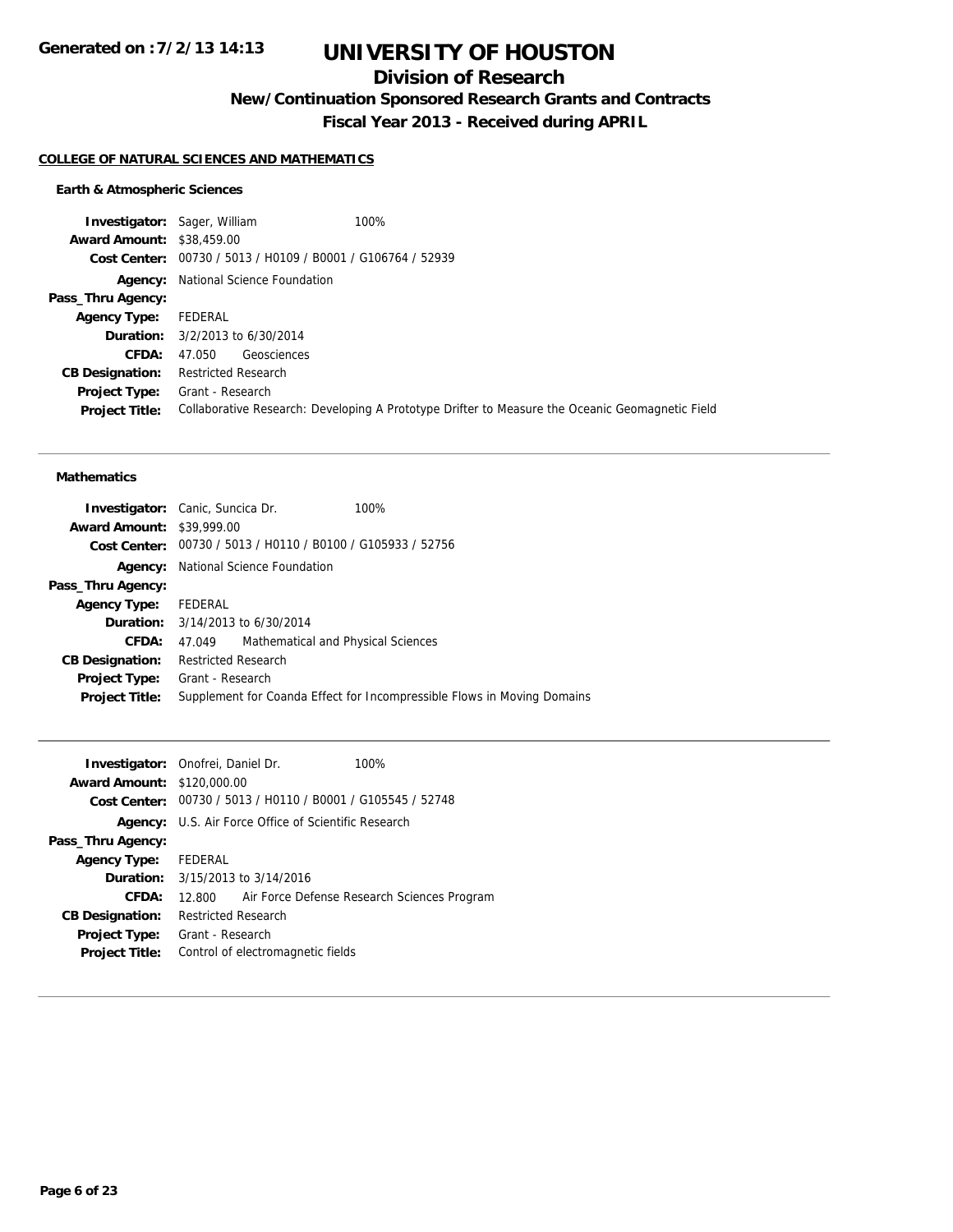**Generated on :7/2/13 14:13**

# UNIVERSITY OF HOUSTON

## Division of Research

### New/Continuation Sponsored Research Grants and Contracts

### Fiscal Year 2013 - Received during APRIL

**COLLEGE OF NATURAL SCIENCES AND MATHEMATICS**

#### Earth & Atmospheric Sciences

**Investigator:** Sager, William 100%
**Award Amount:** $38,459.00
**Cost Center:** 00730 / 5013 / H0109 / B0001 / G106764 / 52939
**Agency:** National Science Foundation
**Pass_Thru Agency:**
**Agency Type:** FEDERAL
**Duration:** 3/2/2013 to 6/30/2014
**CFDA:** 47.050 Geosciences
**CB Designation:** Restricted Research
**Project Type:** Grant - Research
**Project Title:** Collaborative Research: Developing A Prototype Drifter to Measure the Oceanic Geomagnetic Field

---

#### Mathematics

**Investigator:** Canic, Suncica Dr. 100%
**Award Amount:** $39,999.00
**Cost Center:** 00730 / 5013 / H0110 / B0100 / G105933 / 52756
**Agency:** National Science Foundation
**Pass_Thru Agency:**
**Agency Type:** FEDERAL
**Duration:** 3/14/2013 to 6/30/2014
**CFDA:** 47.049 Mathematical and Physical Sciences
**CB Designation:** Restricted Research
**Project Type:** Grant - Research
**Project Title:** Supplement for Coanda Effect for Incompressible Flows in Moving Domains

---

**Investigator:** Onofrei, Daniel Dr. 100%
**Award Amount:** $120,000.00
**Cost Center:** 00730 / 5013 / H0110 / B0001 / G105545 / 52748
**Agency:** U.S. Air Force Office of Scientific Research
**Pass_Thru Agency:**
**Agency Type:** FEDERAL
**Duration:** 3/15/2013 to 3/14/2016
**CFDA:** 12.800 Air Force Defense Research Sciences Program
**CB Designation:** Restricted Research
**Project Type:** Grant - Research
**Project Title:** Control of electromagnetic fields

---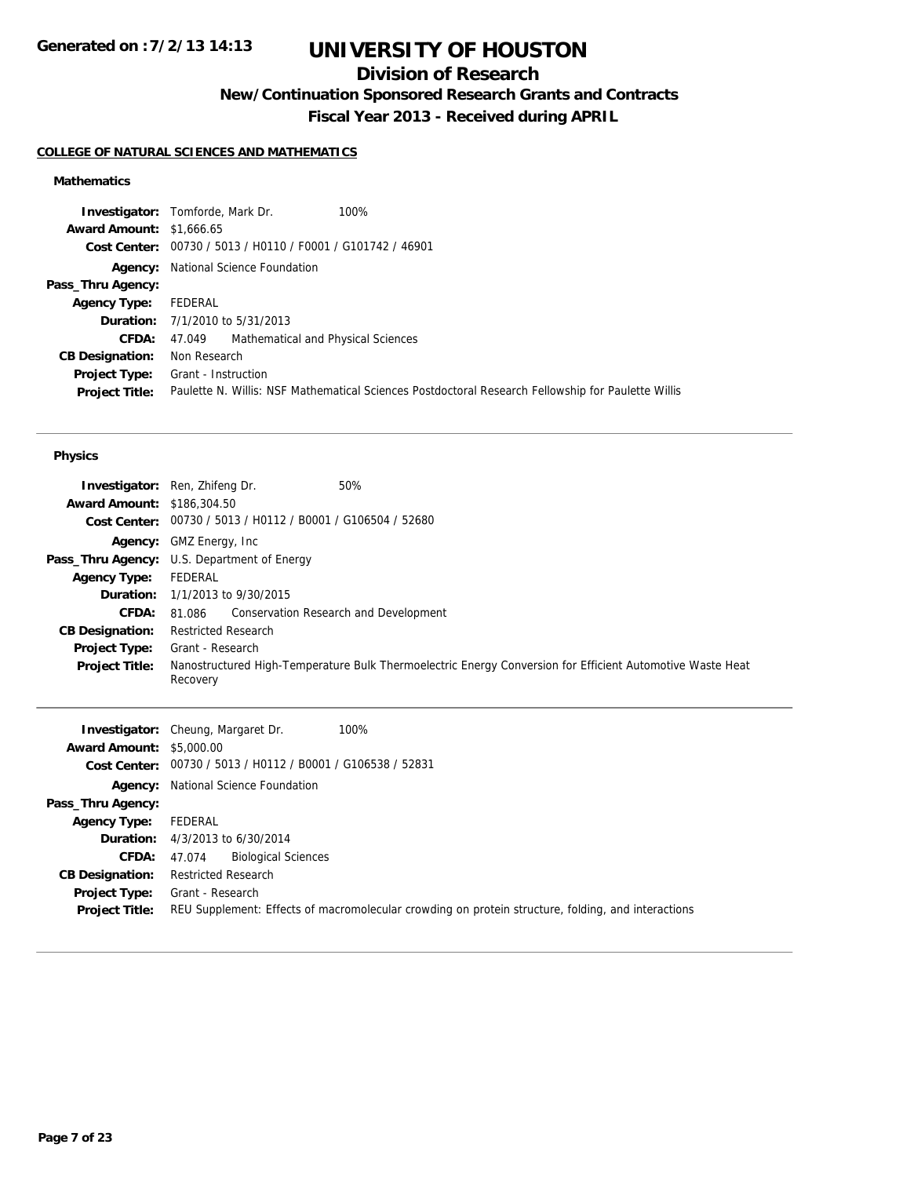# UNIVERSITY OF HOUSTON

## Division of Research

### New/Continuation Sponsored Research Grants and Contracts

### Fiscal Year 2013 - Received during APRIL

**COLLEGE OF NATURAL SCIENCES AND MATHEMATICS**

#### Mathematics

| | | |
|---|---|---|
| **Investigator:** | Tomforde, Mark Dr. | 100% |
| **Award Amount:** | $1,666.65 | |
| **Cost Center:** | 00730 / 5013 / H0110 / F0001 / G101742 / 46901 | |
| **Agency:** | National Science Foundation | |
| **Pass_Thru Agency:** | | |
| **Agency Type:** | FEDERAL | |
| **Duration:** | 7/1/2010 to 5/31/2013 | |
| **CFDA:** | 47.049 Mathematical and Physical Sciences | |
| **CB Designation:** | Non Research | |
| **Project Type:** | Grant - Instruction | |
| **Project Title:** | Paulette N. Willis: NSF Mathematical Sciences Postdoctoral Research Fellowship for Paulette Willis | |

#### Physics

| | | |
|---|---|---|
| **Investigator:** | Ren, Zhifeng Dr. | 50% |
| **Award Amount:** | $186,304.50 | |
| **Cost Center:** | 00730 / 5013 / H0112 / B0001 / G106504 / 52680 | |
| **Agency:** | GMZ Energy, Inc | |
| **Pass_Thru Agency:** | U.S. Department of Energy | |
| **Agency Type:** | FEDERAL | |
| **Duration:** | 1/1/2013 to 9/30/2015 | |
| **CFDA:** | 81.086 Conservation Research and Development | |
| **CB Designation:** | Restricted Research | |
| **Project Type:** | Grant - Research | |
| **Project Title:** | Nanostructured High-Temperature Bulk Thermoelectric Energy Conversion for Efficient Automotive Waste Heat Recovery | |

| | | |
|---|---|---|
| **Investigator:** | Cheung, Margaret Dr. | 100% |
| **Award Amount:** | $5,000.00 | |
| **Cost Center:** | 00730 / 5013 / H0112 / B0001 / G106538 / 52831 | |
| **Agency:** | National Science Foundation | |
| **Pass_Thru Agency:** | | |
| **Agency Type:** | FEDERAL | |
| **Duration:** | 4/3/2013 to 6/30/2014 | |
| **CFDA:** | 47.074 Biological Sciences | |
| **CB Designation:** | Restricted Research | |
| **Project Type:** | Grant - Research | |
| **Project Title:** | REU Supplement: Effects of macromolecular crowding on protein structure, folding, and interactions | |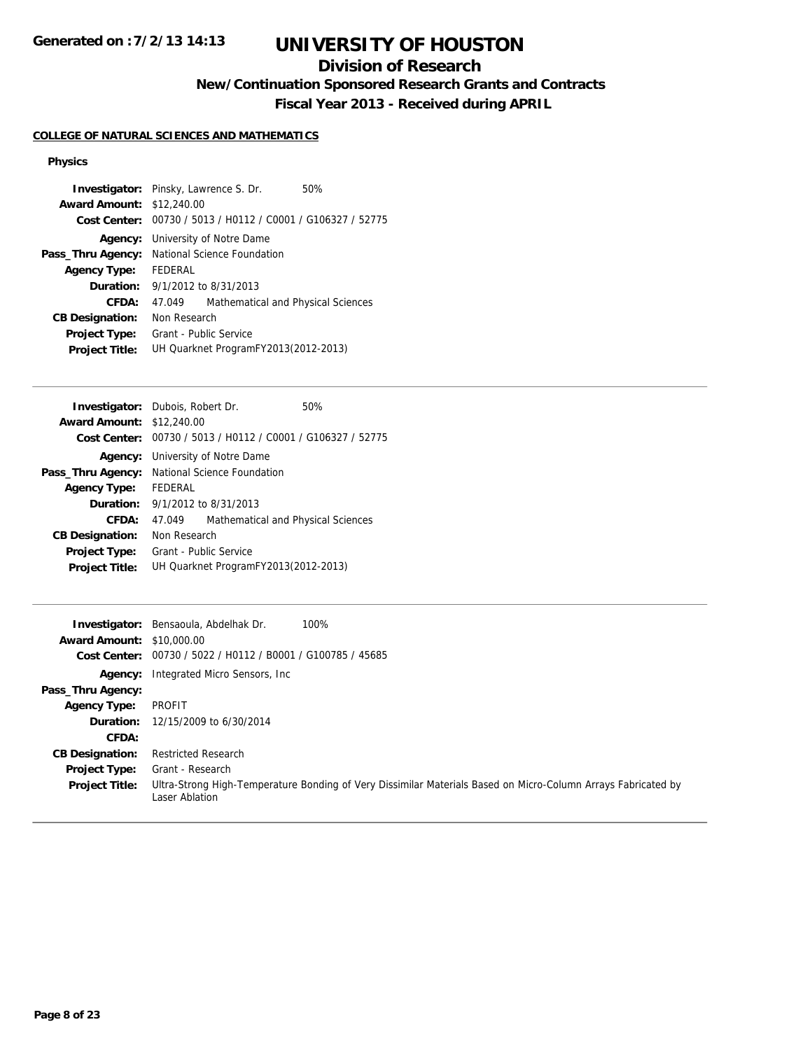Generated on :7/2/13 14:13

# UNIVERSITY OF HOUSTON

## Division of Research

### New/Continuation Sponsored Research Grants and Contracts

### Fiscal Year 2013 - Received during APRIL

**COLLEGE OF NATURAL SCIENCES AND MATHEMATICS**

**Physics**

**Investigator:** Pinsky, Lawrence S. Dr. 50%
**Award Amount:** $12,240.00
**Cost Center:** 00730 / 5013 / H0112 / C0001 / G106327 / 52775
**Agency:** University of Notre Dame
**Pass_Thru Agency:** National Science Foundation
**Agency Type:** FEDERAL
**Duration:** 9/1/2012 to 8/31/2013
**CFDA:** 47.049 Mathematical and Physical Sciences
**CB Designation:** Non Research
**Project Type:** Grant - Public Service
**Project Title:** UH Quarknet ProgramFY2013(2012-2013)

---

**Investigator:** Dubois, Robert Dr. 50%
**Award Amount:** $12,240.00
**Cost Center:** 00730 / 5013 / H0112 / C0001 / G106327 / 52775
**Agency:** University of Notre Dame
**Pass_Thru Agency:** National Science Foundation
**Agency Type:** FEDERAL
**Duration:** 9/1/2012 to 8/31/2013
**CFDA:** 47.049 Mathematical and Physical Sciences
**CB Designation:** Non Research
**Project Type:** Grant - Public Service
**Project Title:** UH Quarknet ProgramFY2013(2012-2013)

---

**Investigator:** Bensaoula, Abdelhak Dr. 100%
**Award Amount:** $10,000.00
**Cost Center:** 00730 / 5022 / H0112 / B0001 / G100785 / 45685
**Agency:** Integrated Micro Sensors, Inc
**Pass_Thru Agency:**
**Agency Type:** PROFIT
**Duration:** 12/15/2009 to 6/30/2014
**CFDA:**
**CB Designation:** Restricted Research
**Project Type:** Grant - Research
**Project Title:** Ultra-Strong High-Temperature Bonding of Very Dissimilar Materials Based on Micro-Column Arrays Fabricated by Laser Ablation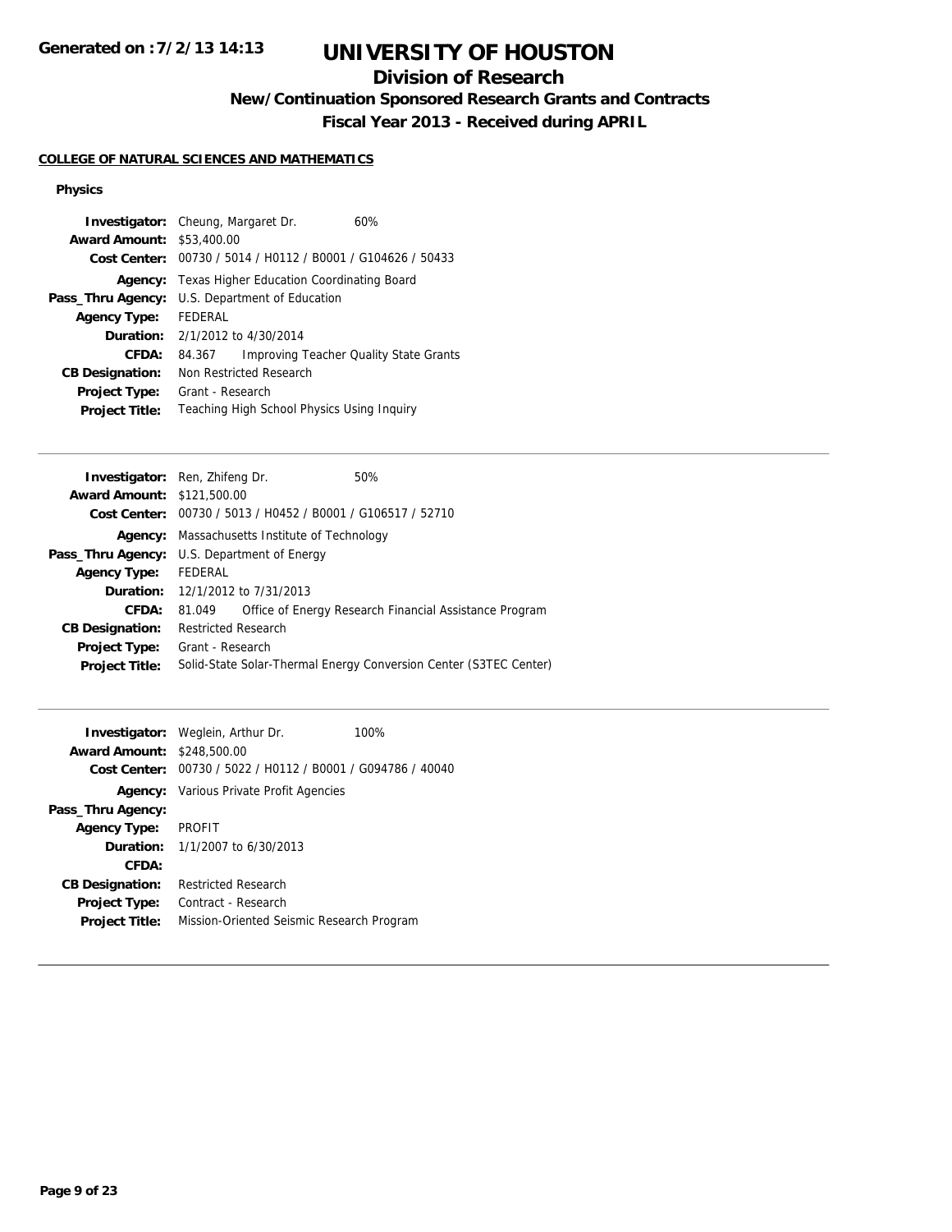# UNIVERSITY OF HOUSTON

## Division of Research

### New/Continuation Sponsored Research Grants and Contracts

### Fiscal Year 2013 - Received during APRIL

**COLLEGE OF NATURAL SCIENCES AND MATHEMATICS**

**Physics**

**Investigator:** Cheung, Margaret Dr. 60%
**Award Amount:** $53,400.00
**Cost Center:** 00730 / 5014 / H0112 / B0001 / G104626 / 50433
**Agency:** Texas Higher Education Coordinating Board
**Pass_Thru Agency:** U.S. Department of Education
**Agency Type:** FEDERAL
**Duration:** 2/1/2012 to 4/30/2014
**CFDA:** 84.367 Improving Teacher Quality State Grants
**CB Designation:** Non Restricted Research
**Project Type:** Grant - Research
**Project Title:** Teaching High School Physics Using Inquiry

---

**Investigator:** Ren, Zhifeng Dr. 50%
**Award Amount:** $121,500.00
**Cost Center:** 00730 / 5013 / H0452 / B0001 / G106517 / 52710
**Agency:** Massachusetts Institute of Technology
**Pass_Thru Agency:** U.S. Department of Energy
**Agency Type:** FEDERAL
**Duration:** 12/1/2012 to 7/31/2013
**CFDA:** 81.049 Office of Energy Research Financial Assistance Program
**CB Designation:** Restricted Research
**Project Type:** Grant - Research
**Project Title:** Solid-State Solar-Thermal Energy Conversion Center (S3TEC Center)

---

**Investigator:** Weglein, Arthur Dr. 100%
**Award Amount:** $248,500.00
**Cost Center:** 00730 / 5022 / H0112 / B0001 / G094786 / 40040
**Agency:** Various Private Profit Agencies
**Pass_Thru Agency:**
**Agency Type:** PROFIT
**Duration:** 1/1/2007 to 6/30/2013
**CFDA:**
**CB Designation:** Restricted Research
**Project Type:** Contract - Research
**Project Title:** Mission-Oriented Seismic Research Program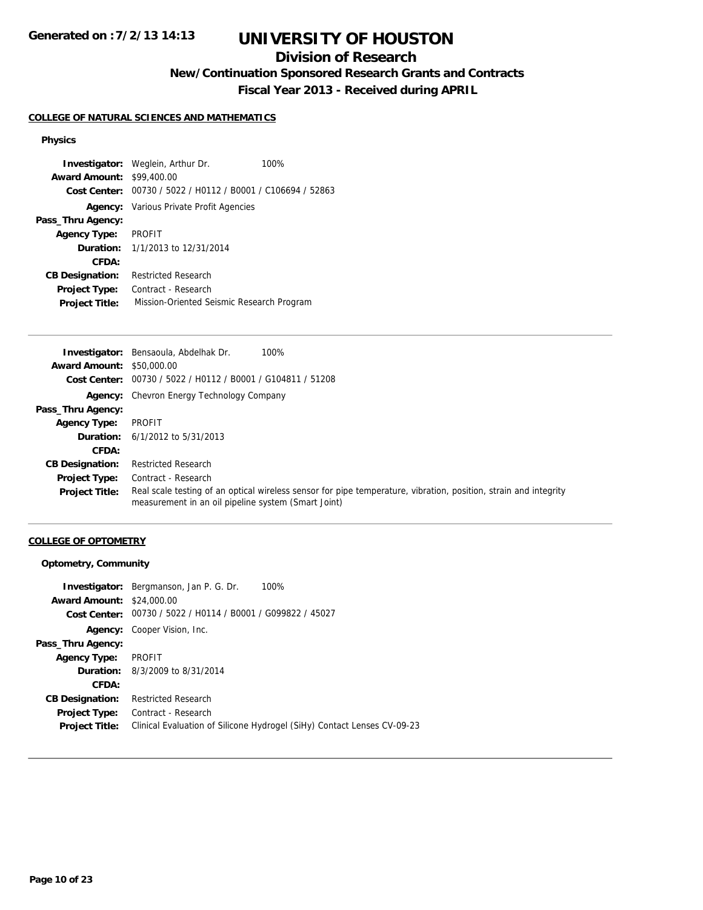**Generated on :7/2/13 14:13**

# UNIVERSITY OF HOUSTON

## Division of Research

### New/Continuation Sponsored Research Grants and Contracts

### Fiscal Year 2013 - Received during APRIL

**COLLEGE OF NATURAL SCIENCES AND MATHEMATICS**

**Physics**

| | | |
|---|---|---|
| **Investigator:** | Weglein, Arthur Dr. | 100% |
| **Award Amount:** | $99,400.00 | |
| **Cost Center:** | 00730 / 5022 / H0112 / B0001 / C106694 / 52863 | |
| **Agency:** | Various Private Profit Agencies | |
| **Pass_Thru Agency:** | | |
| **Agency Type:** | PROFIT | |
| **Duration:** | 1/1/2013 to 12/31/2014 | |
| **CFDA:** | | |
| **CB Designation:** | Restricted Research | |
| **Project Type:** | Contract - Research | |
| **Project Title:** | Mission-Oriented Seismic Research Program | |

---

| | | |
|---|---|---|
| **Investigator:** | Bensaoula, Abdelhak Dr. | 100% |
| **Award Amount:** | $50,000.00 | |
| **Cost Center:** | 00730 / 5022 / H0112 / B0001 / G104811 / 51208 | |
| **Agency:** | Chevron Energy Technology Company | |
| **Pass_Thru Agency:** | | |
| **Agency Type:** | PROFIT | |
| **Duration:** | 6/1/2012 to 5/31/2013 | |
| **CFDA:** | | |
| **CB Designation:** | Restricted Research | |
| **Project Type:** | Contract - Research | |
| **Project Title:** | Real scale testing of an optical wireless sensor for pipe temperature, vibration, position, strain and integrity measurement in an oil pipeline system (Smart Joint) | |

---

**COLLEGE OF OPTOMETRY**

**Optometry, Community**

| | | |
|---|---|---|
| **Investigator:** | Bergmanson, Jan P. G. Dr. | 100% |
| **Award Amount:** | $24,000.00 | |
| **Cost Center:** | 00730 / 5022 / H0114 / B0001 / G099822 / 45027 | |
| **Agency:** | Cooper Vision, Inc. | |
| **Pass_Thru Agency:** | | |
| **Agency Type:** | PROFIT | |
| **Duration:** | 8/3/2009 to 8/31/2014 | |
| **CFDA:** | | |
| **CB Designation:** | Restricted Research | |
| **Project Type:** | Contract - Research | |
| **Project Title:** | Clinical Evaluation of Silicone Hydrogel (SiHy) Contact Lenses CV-09-23 | |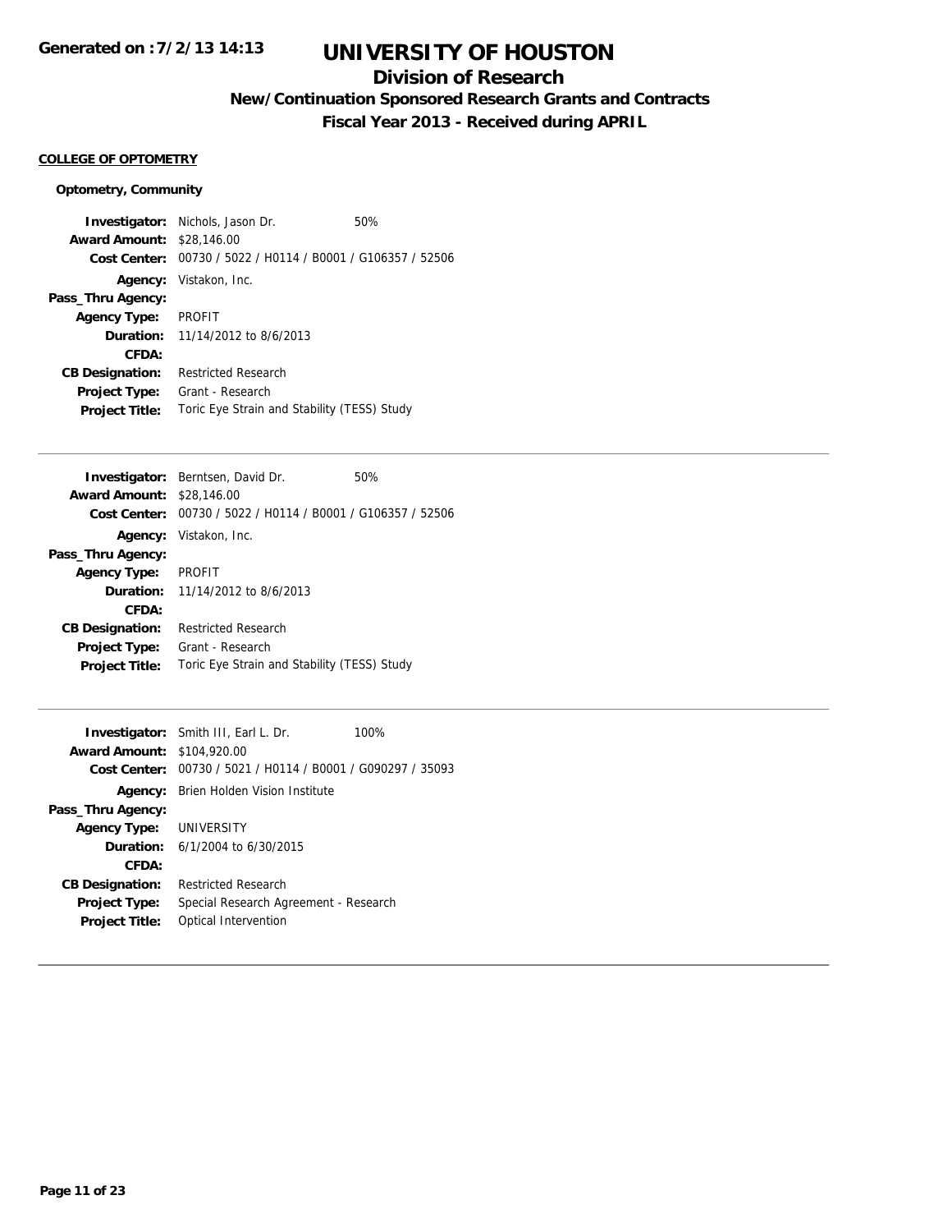# UNIVERSITY OF HOUSTON

## Division of Research

### New/Continuation Sponsored Research Grants and Contracts

### Fiscal Year 2013 - Received during APRIL

**COLLEGE OF OPTOMETRY**

**Optometry, Community**

**Investigator:** Nichols, Jason Dr. 50%
**Award Amount:** $28,146.00
**Cost Center:** 00730 / 5022 / H0114 / B0001 / G106357 / 52506
**Agency:** Vistakon, Inc.
**Pass_Thru Agency:**
**Agency Type:** PROFIT
**Duration:** 11/14/2012 to 8/6/2013
**CFDA:**
**CB Designation:** Restricted Research
**Project Type:** Grant - Research
**Project Title:** Toric Eye Strain and Stability (TESS) Study

---

**Investigator:** Berntsen, David Dr. 50%
**Award Amount:** $28,146.00
**Cost Center:** 00730 / 5022 / H0114 / B0001 / G106357 / 52506
**Agency:** Vistakon, Inc.
**Pass_Thru Agency:**
**Agency Type:** PROFIT
**Duration:** 11/14/2012 to 8/6/2013
**CFDA:**
**CB Designation:** Restricted Research
**Project Type:** Grant - Research
**Project Title:** Toric Eye Strain and Stability (TESS) Study

---

**Investigator:** Smith III, Earl L. Dr. 100%
**Award Amount:** $104,920.00
**Cost Center:** 00730 / 5021 / H0114 / B0001 / G090297 / 35093
**Agency:** Brien Holden Vision Institute
**Pass_Thru Agency:**
**Agency Type:** UNIVERSITY
**Duration:** 6/1/2004 to 6/30/2015
**CFDA:**
**CB Designation:** Restricted Research
**Project Type:** Special Research Agreement - Research
**Project Title:** Optical Intervention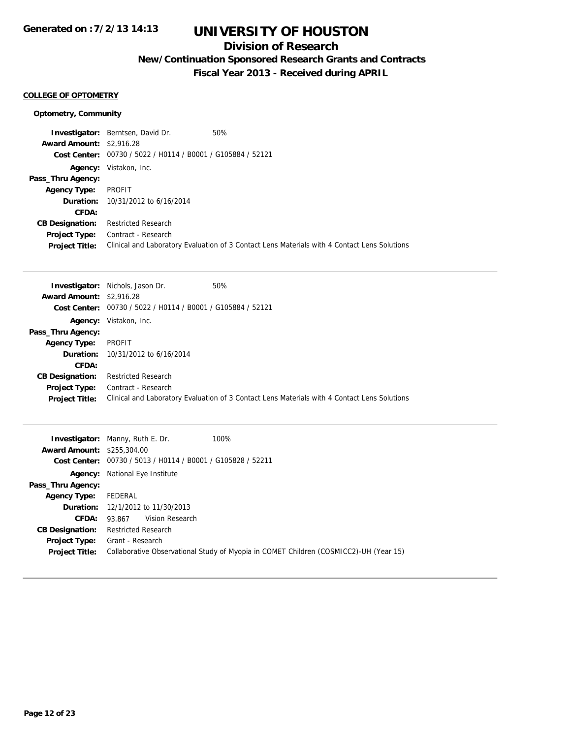# UNIVERSITY OF HOUSTON

## Division of Research

### New/Continuation Sponsored Research Grants and Contracts

### Fiscal Year 2013 - Received during APRIL

Generated on : 7/2/13 14:13

**COLLEGE OF OPTOMETRY**

**Optometry, Community**

**Investigator:** Berntsen, David Dr. 50%
**Award Amount:** $2,916.28
**Cost Center:** 00730 / 5022 / H0114 / B0001 / G105884 / 52121
**Agency:** Vistakon, Inc.
**Pass_Thru Agency:**
**Agency Type:** PROFIT
**Duration:** 10/31/2012 to 6/16/2014
**CFDA:**
**CB Designation:** Restricted Research
**Project Type:** Contract - Research
**Project Title:** Clinical and Laboratory Evaluation of 3 Contact Lens Materials with 4 Contact Lens Solutions

---

**Investigator:** Nichols, Jason Dr. 50%
**Award Amount:** $2,916.28
**Cost Center:** 00730 / 5022 / H0114 / B0001 / G105884 / 52121
**Agency:** Vistakon, Inc.
**Pass_Thru Agency:**
**Agency Type:** PROFIT
**Duration:** 10/31/2012 to 6/16/2014
**CFDA:**
**CB Designation:** Restricted Research
**Project Type:** Contract - Research
**Project Title:** Clinical and Laboratory Evaluation of 3 Contact Lens Materials with 4 Contact Lens Solutions

---

**Investigator:** Manny, Ruth E. Dr. 100%
**Award Amount:** $255,304.00
**Cost Center:** 00730 / 5013 / H0114 / B0001 / G105828 / 52211
**Agency:** National Eye Institute
**Pass_Thru Agency:**
**Agency Type:** FEDERAL
**Duration:** 12/1/2012 to 11/30/2013
**CFDA:** 93.867 Vision Research
**CB Designation:** Restricted Research
**Project Type:** Grant - Research
**Project Title:** Collaborative Observational Study of Myopia in COMET Children (COSMICC2)-UH (Year 15)

---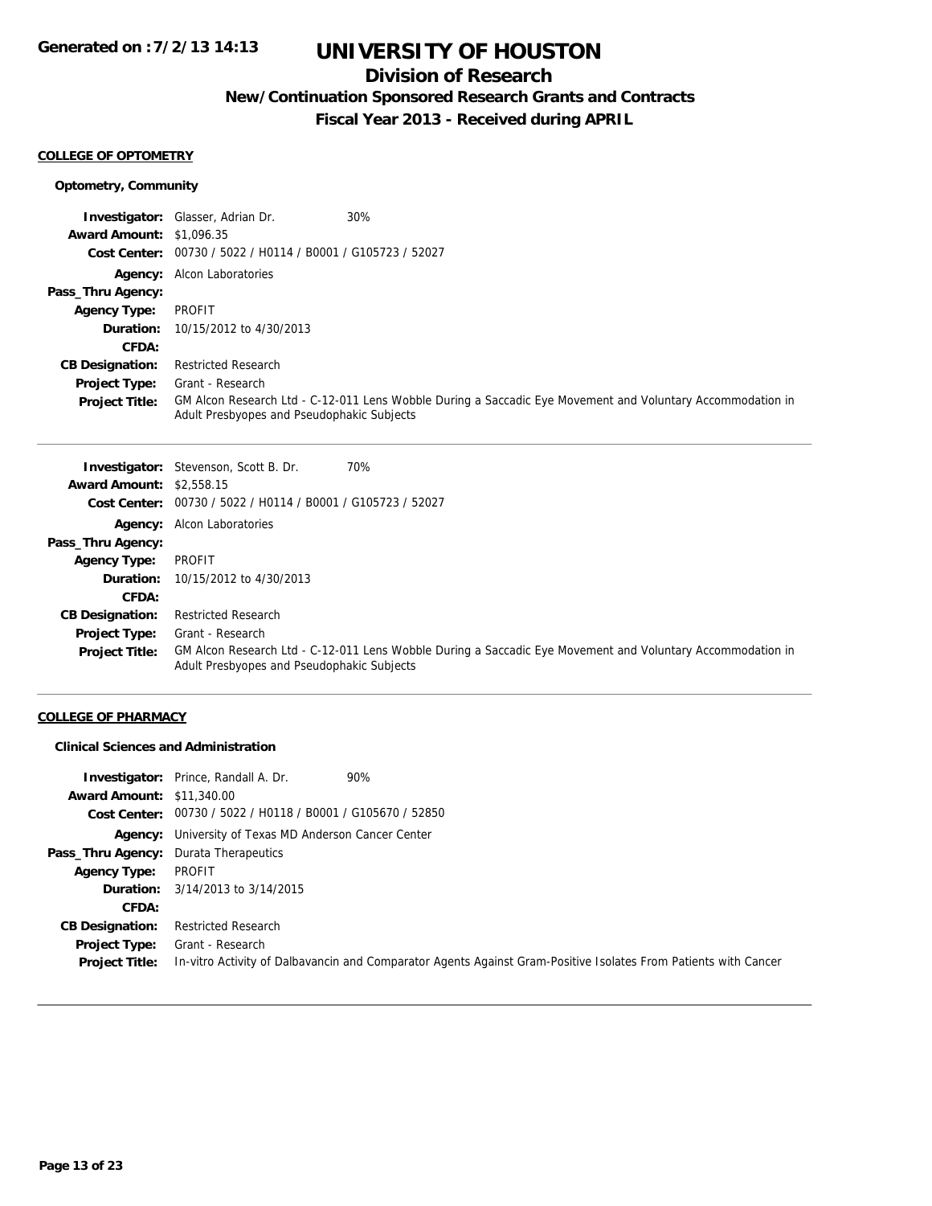# UNIVERSITY OF HOUSTON

## Division of Research

### New/Continuation Sponsored Research Grants and Contracts

### Fiscal Year 2013 - Received during APRIL

**COLLEGE OF OPTOMETRY**

**Optometry, Community**

**Investigator:** Glasser, Adrian Dr. 30%
**Award Amount:** $1,096.35
**Cost Center:** 00730 / 5022 / H0114 / B0001 / G105723 / 52027
**Agency:** Alcon Laboratories
**Pass_Thru Agency:**
**Agency Type:** PROFIT
**Duration:** 10/15/2012 to 4/30/2013
**CFDA:**
**CB Designation:** Restricted Research
**Project Type:** Grant - Research
**Project Title:** GM Alcon Research Ltd - C-12-011 Lens Wobble During a Saccadic Eye Movement and Voluntary Accommodation in Adult Presbyopes and Pseudophakic Subjects

---

**Investigator:** Stevenson, Scott B. Dr. 70%
**Award Amount:** $2,558.15
**Cost Center:** 00730 / 5022 / H0114 / B0001 / G105723 / 52027
**Agency:** Alcon Laboratories
**Pass_Thru Agency:**
**Agency Type:** PROFIT
**Duration:** 10/15/2012 to 4/30/2013
**CFDA:**
**CB Designation:** Restricted Research
**Project Type:** Grant - Research
**Project Title:** GM Alcon Research Ltd - C-12-011 Lens Wobble During a Saccadic Eye Movement and Voluntary Accommodation in Adult Presbyopes and Pseudophakic Subjects

---

**COLLEGE OF PHARMACY**

**Clinical Sciences and Administration**

**Investigator:** Prince, Randall A. Dr. 90%
**Award Amount:** $11,340.00
**Cost Center:** 00730 / 5022 / H0118 / B0001 / G105670 / 52850
**Agency:** University of Texas MD Anderson Cancer Center
**Pass_Thru Agency:** Durata Therapeutics
**Agency Type:** PROFIT
**Duration:** 3/14/2013 to 3/14/2015
**CFDA:**
**CB Designation:** Restricted Research
**Project Type:** Grant - Research
**Project Title:** In-vitro Activity of Dalbavancin and Comparator Agents Against Gram-Positive Isolates From Patients with Cancer

---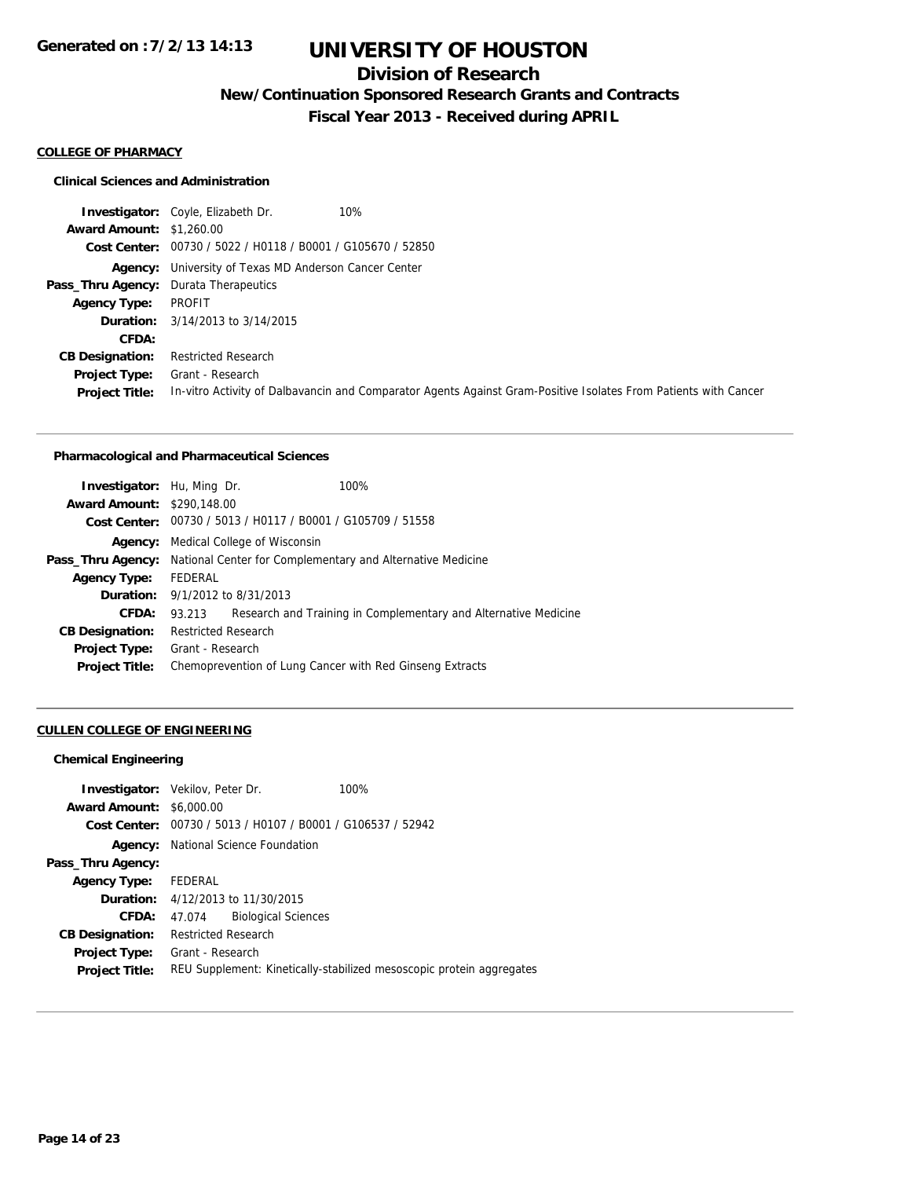# UNIVERSITY OF HOUSTON

## Division of Research

### New/Continuation Sponsored Research Grants and Contracts

### Fiscal Year 2013 - Received during APRIL

Generated on :7/2/13 14:13

**COLLEGE OF PHARMACY**

**Clinical Sciences and Administration**

**Investigator:** Coyle, Elizabeth Dr. 10%
**Award Amount:** $1,260.00
**Cost Center:** 00730 / 5022 / H0118 / B0001 / G105670 / 52850
**Agency:** University of Texas MD Anderson Cancer Center
**Pass_Thru Agency:** Durata Therapeutics
**Agency Type:** PROFIT
**Duration:** 3/14/2013 to 3/14/2015
**CFDA:**
**CB Designation:** Restricted Research
**Project Type:** Grant - Research
**Project Title:** In-vitro Activity of Dalbavancin and Comparator Agents Against Gram-Positive Isolates From Patients with Cancer

---

**Pharmacological and Pharmaceutical Sciences**

**Investigator:** Hu, Ming Dr. 100%
**Award Amount:** $290,148.00
**Cost Center:** 00730 / 5013 / H0117 / B0001 / G105709 / 51558
**Agency:** Medical College of Wisconsin
**Pass_Thru Agency:** National Center for Complementary and Alternative Medicine
**Agency Type:** FEDERAL
**Duration:** 9/1/2012 to 8/31/2013
**CFDA:** 93.213 Research and Training in Complementary and Alternative Medicine
**CB Designation:** Restricted Research
**Project Type:** Grant - Research
**Project Title:** Chemoprevention of Lung Cancer with Red Ginseng Extracts

---

**CULLEN COLLEGE OF ENGINEERING**

**Chemical Engineering**

**Investigator:** Vekilov, Peter Dr. 100%
**Award Amount:** $6,000.00
**Cost Center:** 00730 / 5013 / H0107 / B0001 / G106537 / 52942
**Agency:** National Science Foundation
**Pass_Thru Agency:**
**Agency Type:** FEDERAL
**Duration:** 4/12/2013 to 11/30/2015
**CFDA:** 47.074 Biological Sciences
**CB Designation:** Restricted Research
**Project Type:** Grant - Research
**Project Title:** REU Supplement: Kinetically-stabilized mesoscopic protein aggregates

---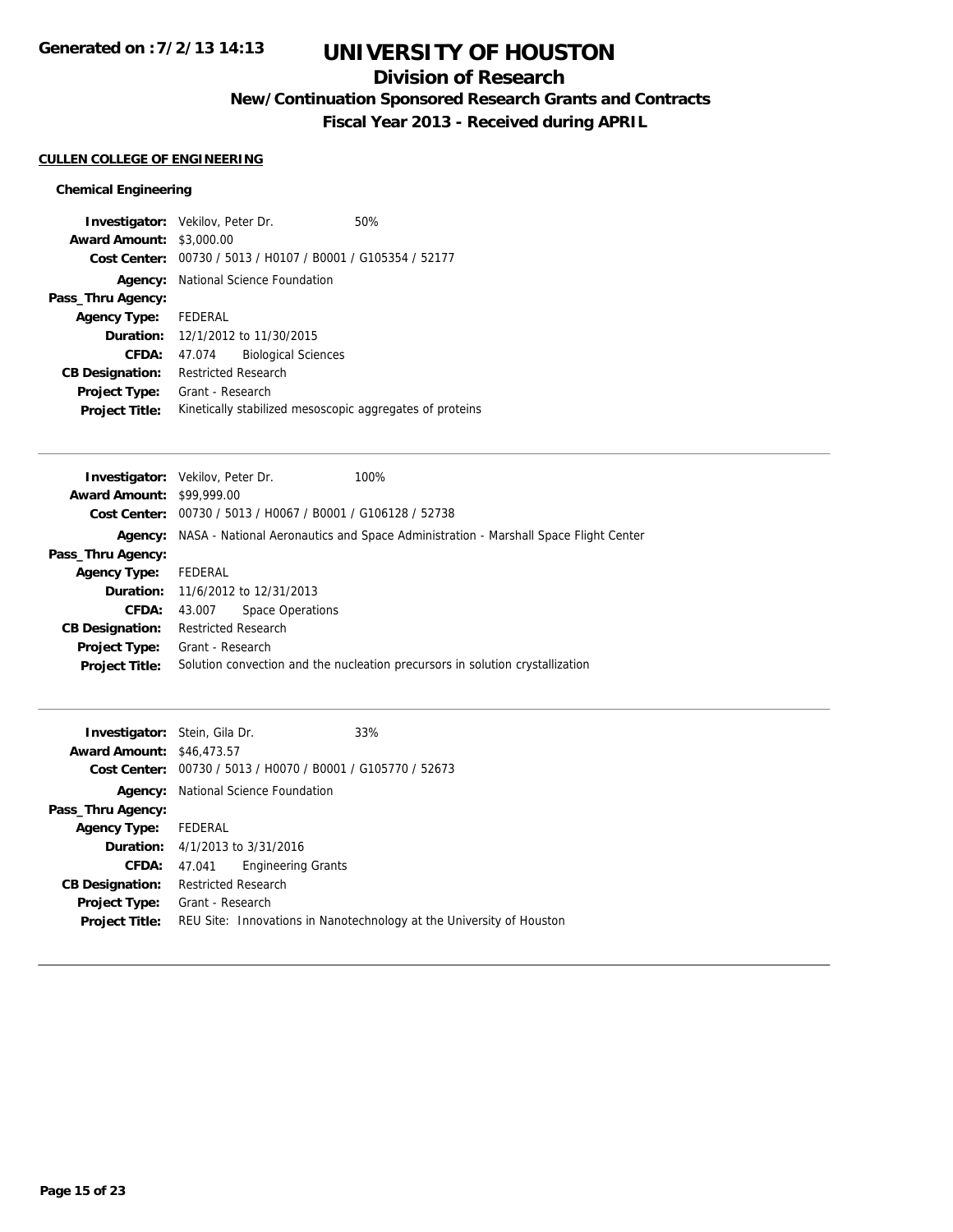# UNIVERSITY OF HOUSTON

## Division of Research

### New/Continuation Sponsored Research Grants and Contracts

### Fiscal Year 2013 - Received during APRIL

**Generated on :7/2/13 14:13**

**CULLEN COLLEGE OF ENGINEERING**

**Chemical Engineering**

**Investigator:** Vekilov, Peter Dr. 50%
**Award Amount:** $3,000.00
**Cost Center:** 00730 / 5013 / H0107 / B0001 / G105354 / 52177
**Agency:** National Science Foundation
**Pass_Thru Agency:**
**Agency Type:** FEDERAL
**Duration:** 12/1/2012 to 11/30/2015
**CFDA:** 47.074 Biological Sciences
**CB Designation:** Restricted Research
**Project Type:** Grant - Research
**Project Title:** Kinetically stabilized mesoscopic aggregates of proteins

---

**Investigator:** Vekilov, Peter Dr. 100%
**Award Amount:** $99,999.00
**Cost Center:** 00730 / 5013 / H0067 / B0001 / G106128 / 52738
**Agency:** NASA - National Aeronautics and Space Administration - Marshall Space Flight Center
**Pass_Thru Agency:**
**Agency Type:** FEDERAL
**Duration:** 11/6/2012 to 12/31/2013
**CFDA:** 43.007 Space Operations
**CB Designation:** Restricted Research
**Project Type:** Grant - Research
**Project Title:** Solution convection and the nucleation precursors in solution crystallization

---

**Investigator:** Stein, Gila Dr. 33%
**Award Amount:** $46,473.57
**Cost Center:** 00730 / 5013 / H0070 / B0001 / G105770 / 52673
**Agency:** National Science Foundation
**Pass_Thru Agency:**
**Agency Type:** FEDERAL
**Duration:** 4/1/2013 to 3/31/2016
**CFDA:** 47.041 Engineering Grants
**CB Designation:** Restricted Research
**Project Type:** Grant - Research
**Project Title:** REU Site: Innovations in Nanotechnology at the University of Houston

---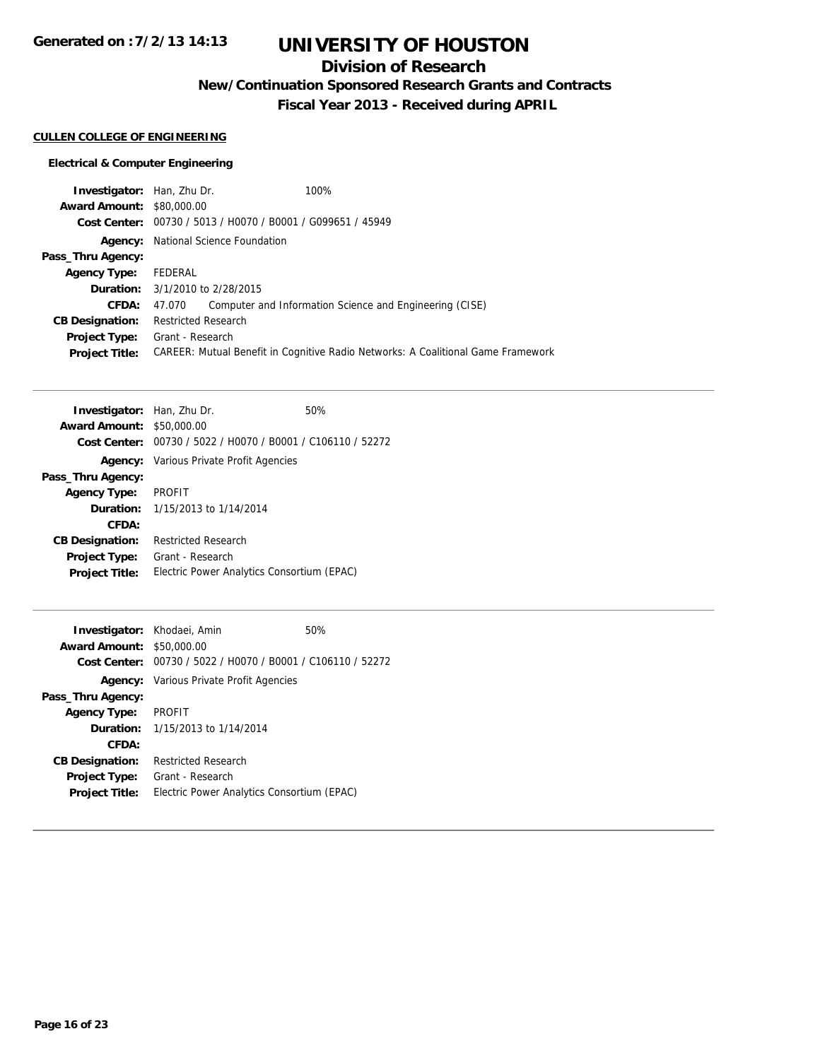# UNIVERSITY OF HOUSTON

## Division of Research

### New/Continuation Sponsored Research Grants and Contracts

### Fiscal Year 2013 - Received during APRIL

Generated on :7/2/13 14:13

**CULLEN COLLEGE OF ENGINEERING**

**Electrical & Computer Engineering**

**Investigator:** Han, Zhu Dr. 100%
**Award Amount:** $80,000.00
**Cost Center:** 00730 / 5013 / H0070 / B0001 / G099651 / 45949
**Agency:** National Science Foundation
**Pass_Thru Agency:**
**Agency Type:** FEDERAL
**Duration:** 3/1/2010 to 2/28/2015
**CFDA:** 47.070 Computer and Information Science and Engineering (CISE)
**CB Designation:** Restricted Research
**Project Type:** Grant - Research
**Project Title:** CAREER: Mutual Benefit in Cognitive Radio Networks: A Coalitional Game Framework

---

**Investigator:** Han, Zhu Dr. 50%
**Award Amount:** $50,000.00
**Cost Center:** 00730 / 5022 / H0070 / B0001 / C106110 / 52272
**Agency:** Various Private Profit Agencies
**Pass_Thru Agency:**
**Agency Type:** PROFIT
**Duration:** 1/15/2013 to 1/14/2014
**CFDA:**
**CB Designation:** Restricted Research
**Project Type:** Grant - Research
**Project Title:** Electric Power Analytics Consortium (EPAC)

---

**Investigator:** Khodaei, Amin 50%
**Award Amount:** $50,000.00
**Cost Center:** 00730 / 5022 / H0070 / B0001 / C106110 / 52272
**Agency:** Various Private Profit Agencies
**Pass_Thru Agency:**
**Agency Type:** PROFIT
**Duration:** 1/15/2013 to 1/14/2014
**CFDA:**
**CB Designation:** Restricted Research
**Project Type:** Grant - Research
**Project Title:** Electric Power Analytics Consortium (EPAC)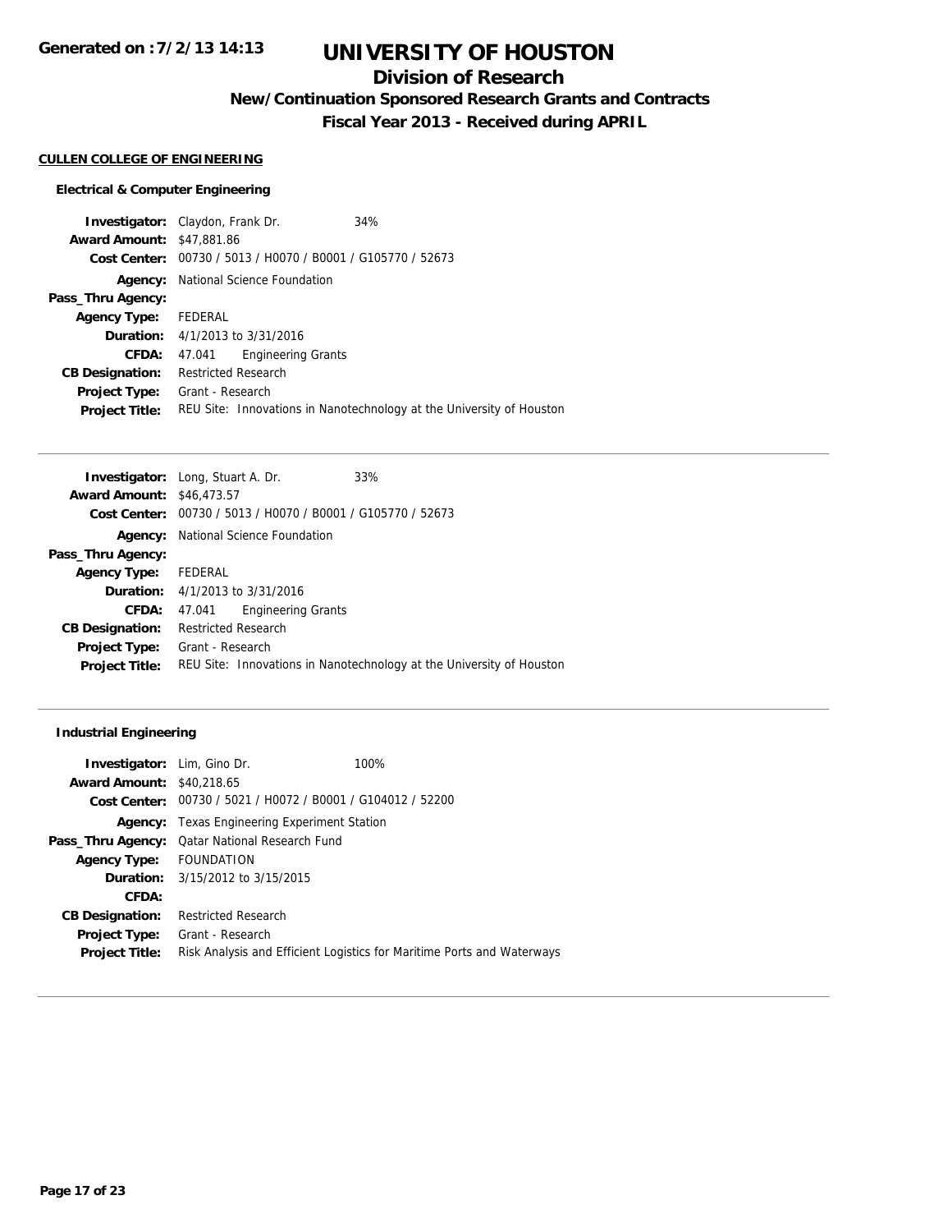# UNIVERSITY OF HOUSTON

## Division of Research

### New/Continuation Sponsored Research Grants and Contracts

### Fiscal Year 2013 - Received during APRIL

**CULLEN COLLEGE OF ENGINEERING**

#### Electrical & Computer Engineering

**Investigator:** Claydon, Frank Dr. 34%
**Award Amount:** $47,881.86
**Cost Center:** 00730 / 5013 / H0070 / B0001 / G105770 / 52673
**Agency:** National Science Foundation
**Pass_Thru Agency:**
**Agency Type:** FEDERAL
**Duration:** 4/1/2013 to 3/31/2016
**CFDA:** 47.041 Engineering Grants
**CB Designation:** Restricted Research
**Project Type:** Grant - Research
**Project Title:** REU Site: Innovations in Nanotechnology at the University of Houston

---

**Investigator:** Long, Stuart A. Dr. 33%
**Award Amount:** $46,473.57
**Cost Center:** 00730 / 5013 / H0070 / B0001 / G105770 / 52673
**Agency:** National Science Foundation
**Pass_Thru Agency:**
**Agency Type:** FEDERAL
**Duration:** 4/1/2013 to 3/31/2016
**CFDA:** 47.041 Engineering Grants
**CB Designation:** Restricted Research
**Project Type:** Grant - Research
**Project Title:** REU Site: Innovations in Nanotechnology at the University of Houston

---

#### Industrial Engineering

**Investigator:** Lim, Gino Dr. 100%
**Award Amount:** $40,218.65
**Cost Center:** 00730 / 5021 / H0072 / B0001 / G104012 / 52200
**Agency:** Texas Engineering Experiment Station
**Pass_Thru Agency:** Qatar National Research Fund
**Agency Type:** FOUNDATION
**Duration:** 3/15/2012 to 3/15/2015
**CFDA:**
**CB Designation:** Restricted Research
**Project Type:** Grant - Research
**Project Title:** Risk Analysis and Efficient Logistics for Maritime Ports and Waterways

---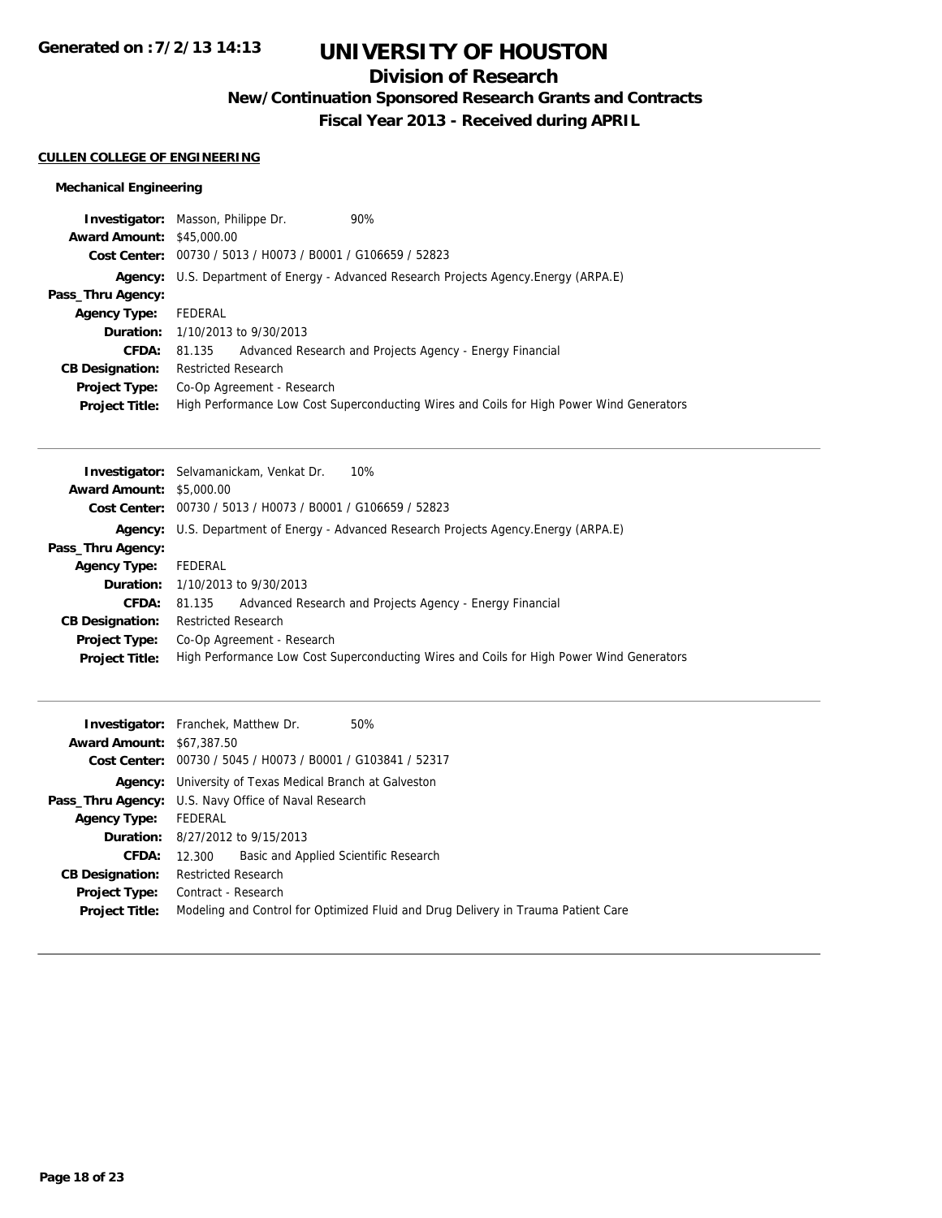**Generated on :7/2/13 14:13**

# UNIVERSITY OF HOUSTON

## Division of Research

### New/Continuation Sponsored Research Grants and Contracts

### Fiscal Year 2013 - Received during APRIL

**CULLEN COLLEGE OF ENGINEERING**

**Mechanical Engineering**

| | |
|---|---|
| **Investigator:** | Masson, Philippe Dr. 90% |
| **Award Amount:** | $45,000.00 |
| **Cost Center:** | 00730 / 5013 / H0073 / B0001 / G106659 / 52823 |
| **Agency:** | U.S. Department of Energy - Advanced Research Projects Agency.Energy (ARPA.E) |
| **Pass_Thru Agency:** | |
| **Agency Type:** | FEDERAL |
| **Duration:** | 1/10/2013 to 9/30/2013 |
| **CFDA:** | 81.135 Advanced Research and Projects Agency - Energy Financial |
| **CB Designation:** | Restricted Research |
| **Project Type:** | Co-Op Agreement - Research |
| **Project Title:** | High Performance Low Cost Superconducting Wires and Coils for High Power Wind Generators |

---

| | |
|---|---|
| **Investigator:** | Selvamanickam, Venkat Dr. 10% |
| **Award Amount:** | $5,000.00 |
| **Cost Center:** | 00730 / 5013 / H0073 / B0001 / G106659 / 52823 |
| **Agency:** | U.S. Department of Energy - Advanced Research Projects Agency.Energy (ARPA.E) |
| **Pass_Thru Agency:** | |
| **Agency Type:** | FEDERAL |
| **Duration:** | 1/10/2013 to 9/30/2013 |
| **CFDA:** | 81.135 Advanced Research and Projects Agency - Energy Financial |
| **CB Designation:** | Restricted Research |
| **Project Type:** | Co-Op Agreement - Research |
| **Project Title:** | High Performance Low Cost Superconducting Wires and Coils for High Power Wind Generators |

---

| | |
|---|---|
| **Investigator:** | Franchek, Matthew Dr. 50% |
| **Award Amount:** | $67,387.50 |
| **Cost Center:** | 00730 / 5045 / H0073 / B0001 / G103841 / 52317 |
| **Agency:** | University of Texas Medical Branch at Galveston |
| **Pass_Thru Agency:** | U.S. Navy Office of Naval Research |
| **Agency Type:** | FEDERAL |
| **Duration:** | 8/27/2012 to 9/15/2013 |
| **CFDA:** | 12.300 Basic and Applied Scientific Research |
| **CB Designation:** | Restricted Research |
| **Project Type:** | Contract - Research |
| **Project Title:** | Modeling and Control for Optimized Fluid and Drug Delivery in Trauma Patient Care |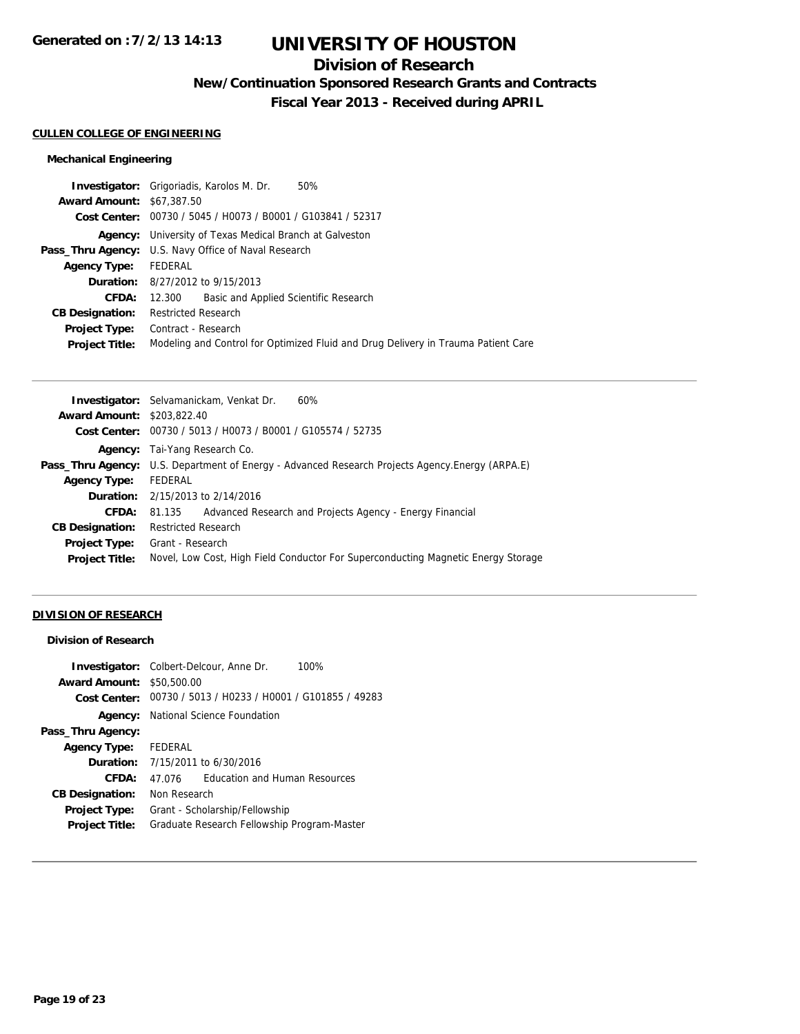# UNIVERSITY OF HOUSTON

## Division of Research

### New/Continuation Sponsored Research Grants and Contracts

### Fiscal Year 2013 - Received during APRIL

Generated on :7/2/13 14:13

**CULLEN COLLEGE OF ENGINEERING**

**Mechanical Engineering**

**Investigator:** Grigoriadis, Karolos M. Dr. 50%
**Award Amount:** $67,387.50
**Cost Center:** 00730 / 5045 / H0073 / B0001 / G103841 / 52317
**Agency:** University of Texas Medical Branch at Galveston
**Pass_Thru Agency:** U.S. Navy Office of Naval Research
**Agency Type:** FEDERAL
**Duration:** 8/27/2012 to 9/15/2013
**CFDA:** 12.300 Basic and Applied Scientific Research
**CB Designation:** Restricted Research
**Project Type:** Contract - Research
**Project Title:** Modeling and Control for Optimized Fluid and Drug Delivery in Trauma Patient Care

---

**Investigator:** Selvamanickam, Venkat Dr. 60%
**Award Amount:** $203,822.40
**Cost Center:** 00730 / 5013 / H0073 / B0001 / G105574 / 52735
**Agency:** Tai-Yang Research Co.
**Pass_Thru Agency:** U.S. Department of Energy - Advanced Research Projects Agency.Energy (ARPA.E)
**Agency Type:** FEDERAL
**Duration:** 2/15/2013 to 2/14/2016
**CFDA:** 81.135 Advanced Research and Projects Agency - Energy Financial
**CB Designation:** Restricted Research
**Project Type:** Grant - Research
**Project Title:** Novel, Low Cost, High Field Conductor For Superconducting Magnetic Energy Storage

---

**DIVISION OF RESEARCH**

**Division of Research**

**Investigator:** Colbert-Delcour, Anne Dr. 100%
**Award Amount:** $50,500.00
**Cost Center:** 00730 / 5013 / H0233 / H0001 / G101855 / 49283
**Agency:** National Science Foundation
**Pass_Thru Agency:**
**Agency Type:** FEDERAL
**Duration:** 7/15/2011 to 6/30/2016
**CFDA:** 47.076 Education and Human Resources
**CB Designation:** Non Research
**Project Type:** Grant - Scholarship/Fellowship
**Project Title:** Graduate Research Fellowship Program-Master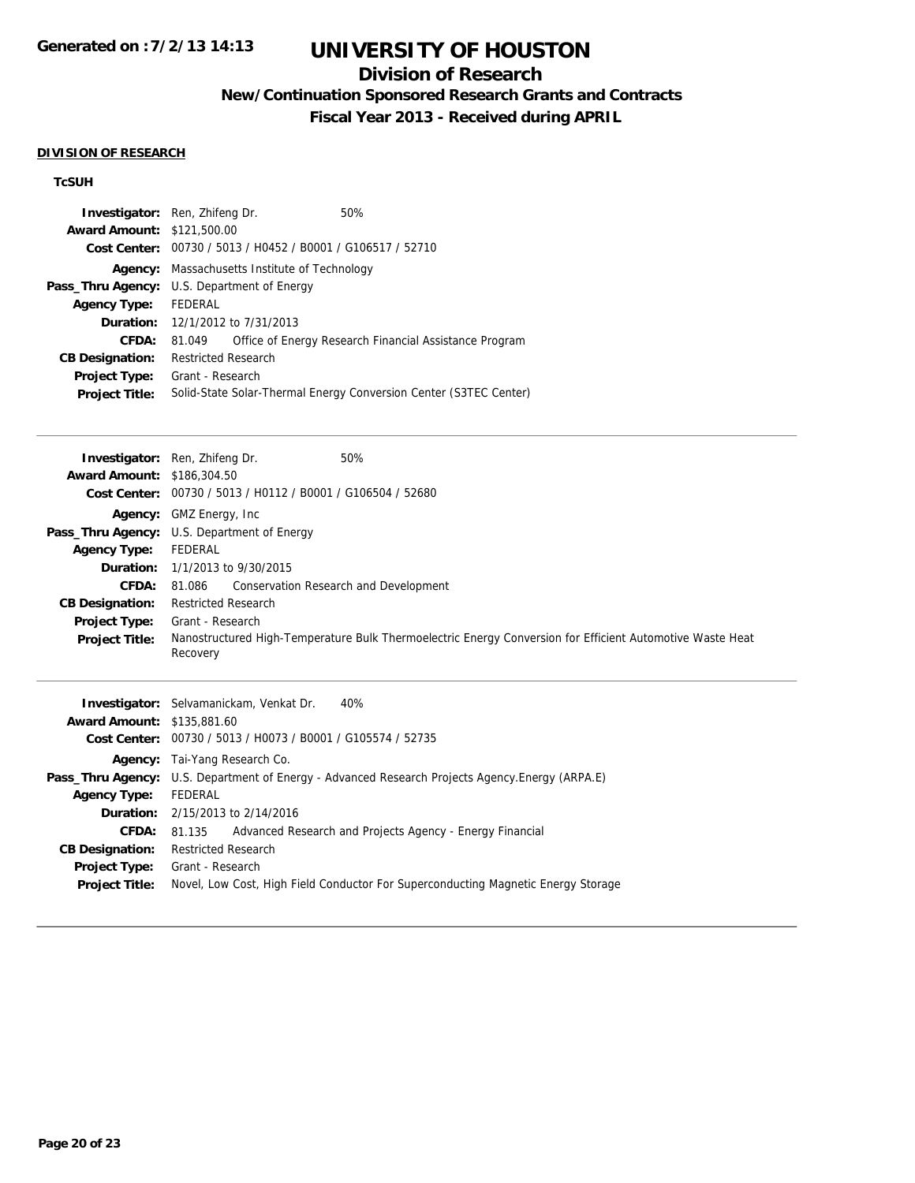# UNIVERSITY OF HOUSTON

## Division of Research

### New/Continuation Sponsored Research Grants and Contracts

### Fiscal Year 2013 - Received during APRIL

**DIVISION OF RESEARCH**

**TcSUH**

**Investigator:** Ren, Zhifeng Dr. 50%
**Award Amount:** $121,500.00
**Cost Center:** 00730 / 5013 / H0452 / B0001 / G106517 / 52710
**Agency:** Massachusetts Institute of Technology
**Pass_Thru Agency:** U.S. Department of Energy
**Agency Type:** FEDERAL
**Duration:** 12/1/2012 to 7/31/2013
**CFDA:** 81.049 Office of Energy Research Financial Assistance Program
**CB Designation:** Restricted Research
**Project Type:** Grant - Research
**Project Title:** Solid-State Solar-Thermal Energy Conversion Center (S3TEC Center)

---

**Investigator:** Ren, Zhifeng Dr. 50%
**Award Amount:** $186,304.50
**Cost Center:** 00730 / 5013 / H0112 / B0001 / G106504 / 52680
**Agency:** GMZ Energy, Inc
**Pass_Thru Agency:** U.S. Department of Energy
**Agency Type:** FEDERAL
**Duration:** 1/1/2013 to 9/30/2015
**CFDA:** 81.086 Conservation Research and Development
**CB Designation:** Restricted Research
**Project Type:** Grant - Research
**Project Title:** Nanostructured High-Temperature Bulk Thermoelectric Energy Conversion for Efficient Automotive Waste Heat Recovery

---

**Investigator:** Selvamanickam, Venkat Dr. 40%
**Award Amount:** $135,881.60
**Cost Center:** 00730 / 5013 / H0073 / B0001 / G105574 / 52735
**Agency:** Tai-Yang Research Co.
**Pass_Thru Agency:** U.S. Department of Energy - Advanced Research Projects Agency.Energy (ARPA.E)
**Agency Type:** FEDERAL
**Duration:** 2/15/2013 to 2/14/2016
**CFDA:** 81.135 Advanced Research and Projects Agency - Energy Financial
**CB Designation:** Restricted Research
**Project Type:** Grant - Research
**Project Title:** Novel, Low Cost, High Field Conductor For Superconducting Magnetic Energy Storage

---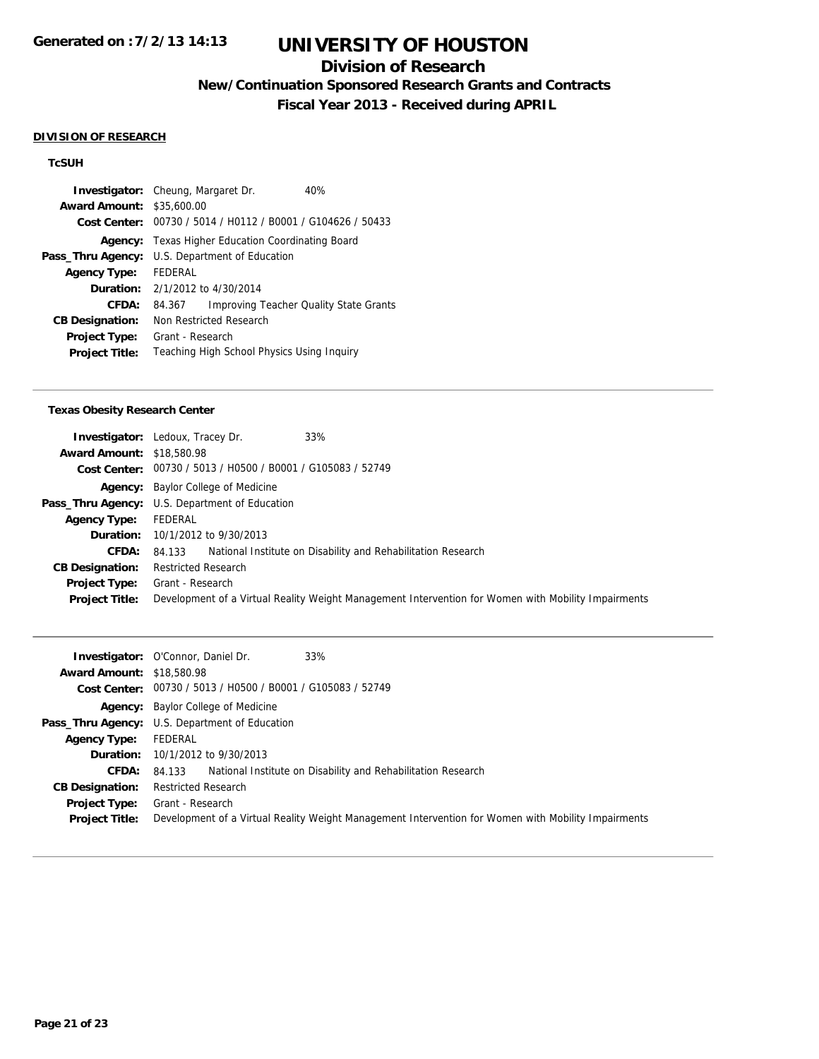**Generated on :7/2/13 14:13**

# UNIVERSITY OF HOUSTON

## Division of Research

### New/Continuation Sponsored Research Grants and Contracts

### Fiscal Year 2013 - Received during APRIL

**DIVISION OF RESEARCH**

**TcSUH**

| | |
|---|---|
| **Investigator:** | Cheung, Margaret Dr. 40% |
| **Award Amount:** | $35,600.00 |
| **Cost Center:** | 00730 / 5014 / H0112 / B0001 / G104626 / 50433 |
| **Agency:** | Texas Higher Education Coordinating Board |
| **Pass_Thru Agency:** | U.S. Department of Education |
| **Agency Type:** | FEDERAL |
| **Duration:** | 2/1/2012 to 4/30/2014 |
| **CFDA:** | 84.367 Improving Teacher Quality State Grants |
| **CB Designation:** | Non Restricted Research |
| **Project Type:** | Grant - Research |
| **Project Title:** | Teaching High School Physics Using Inquiry |

**Texas Obesity Research Center**

| | |
|---|---|
| **Investigator:** | Ledoux, Tracey Dr. 33% |
| **Award Amount:** | $18,580.98 |
| **Cost Center:** | 00730 / 5013 / H0500 / B0001 / G105083 / 52749 |
| **Agency:** | Baylor College of Medicine |
| **Pass_Thru Agency:** | U.S. Department of Education |
| **Agency Type:** | FEDERAL |
| **Duration:** | 10/1/2012 to 9/30/2013 |
| **CFDA:** | 84.133 National Institute on Disability and Rehabilitation Research |
| **CB Designation:** | Restricted Research |
| **Project Type:** | Grant - Research |
| **Project Title:** | Development of a Virtual Reality Weight Management Intervention for Women with Mobility Impairments |

| | |
|---|---|
| **Investigator:** | O'Connor, Daniel Dr. 33% |
| **Award Amount:** | $18,580.98 |
| **Cost Center:** | 00730 / 5013 / H0500 / B0001 / G105083 / 52749 |
| **Agency:** | Baylor College of Medicine |
| **Pass_Thru Agency:** | U.S. Department of Education |
| **Agency Type:** | FEDERAL |
| **Duration:** | 10/1/2012 to 9/30/2013 |
| **CFDA:** | 84.133 National Institute on Disability and Rehabilitation Research |
| **CB Designation:** | Restricted Research |
| **Project Type:** | Grant - Research |
| **Project Title:** | Development of a Virtual Reality Weight Management Intervention for Women with Mobility Impairments |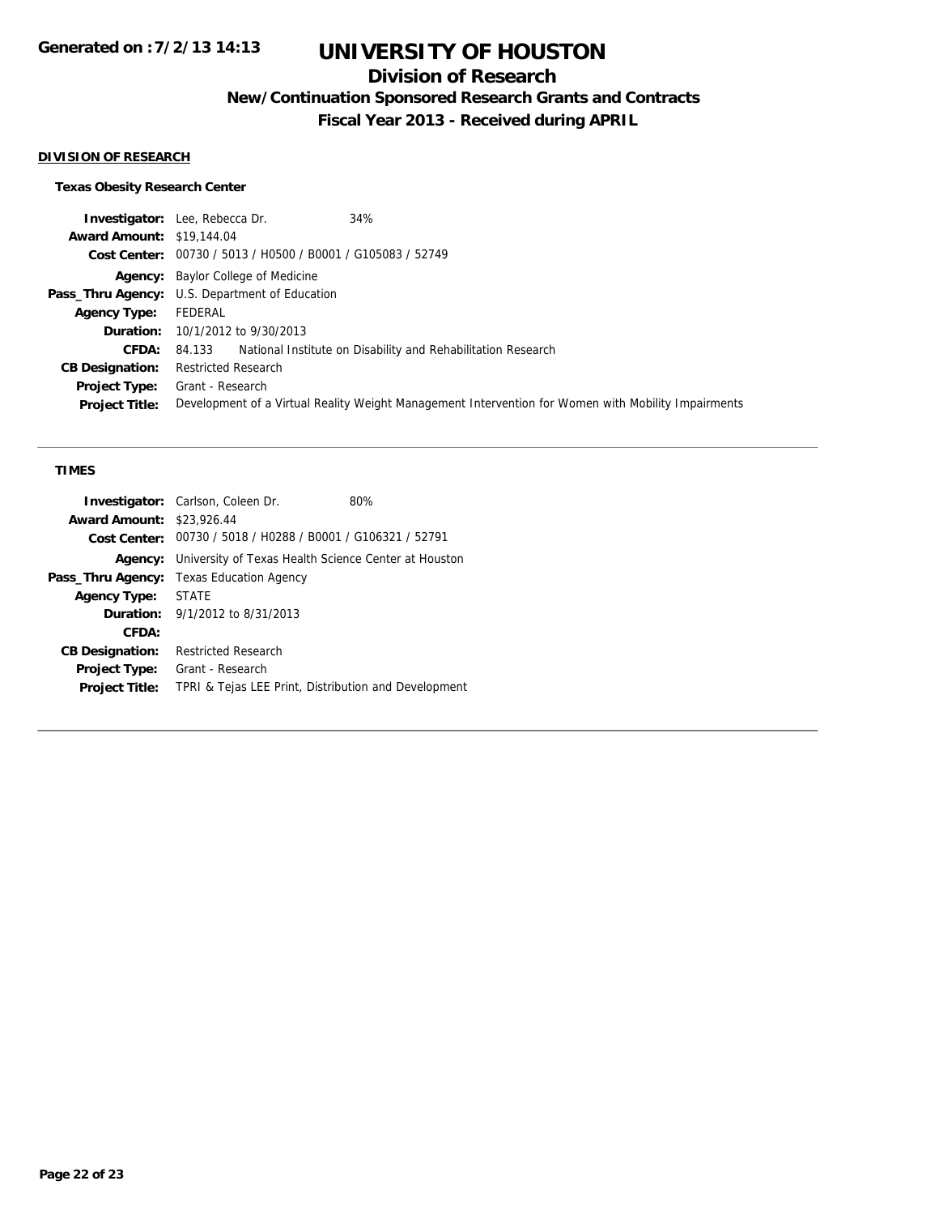# UNIVERSITY OF HOUSTON

## Division of Research

### New/Continuation Sponsored Research Grants and Contracts

### Fiscal Year 2013 - Received during APRIL

Generated on :7/2/13 14:13

**DIVISION OF RESEARCH**

**Texas Obesity Research Center**

**Investigator:** Lee, Rebecca Dr. 34%
**Award Amount:** $19,144.04
**Cost Center:** 00730 / 5013 / H0500 / B0001 / G105083 / 52749
**Agency:** Baylor College of Medicine
**Pass_Thru Agency:** U.S. Department of Education
**Agency Type:** FEDERAL
**Duration:** 10/1/2012 to 9/30/2013
**CFDA:** 84.133 National Institute on Disability and Rehabilitation Research
**CB Designation:** Restricted Research
**Project Type:** Grant - Research
**Project Title:** Development of a Virtual Reality Weight Management Intervention for Women with Mobility Impairments

---

**TIMES**

**Investigator:** Carlson, Coleen Dr. 80%
**Award Amount:** $23,926.44
**Cost Center:** 00730 / 5018 / H0288 / B0001 / G106321 / 52791
**Agency:** University of Texas Health Science Center at Houston
**Pass_Thru Agency:** Texas Education Agency
**Agency Type:** STATE
**Duration:** 9/1/2012 to 8/31/2013
**CFDA:**
**CB Designation:** Restricted Research
**Project Type:** Grant - Research
**Project Title:** TPRI & Tejas LEE Print, Distribution and Development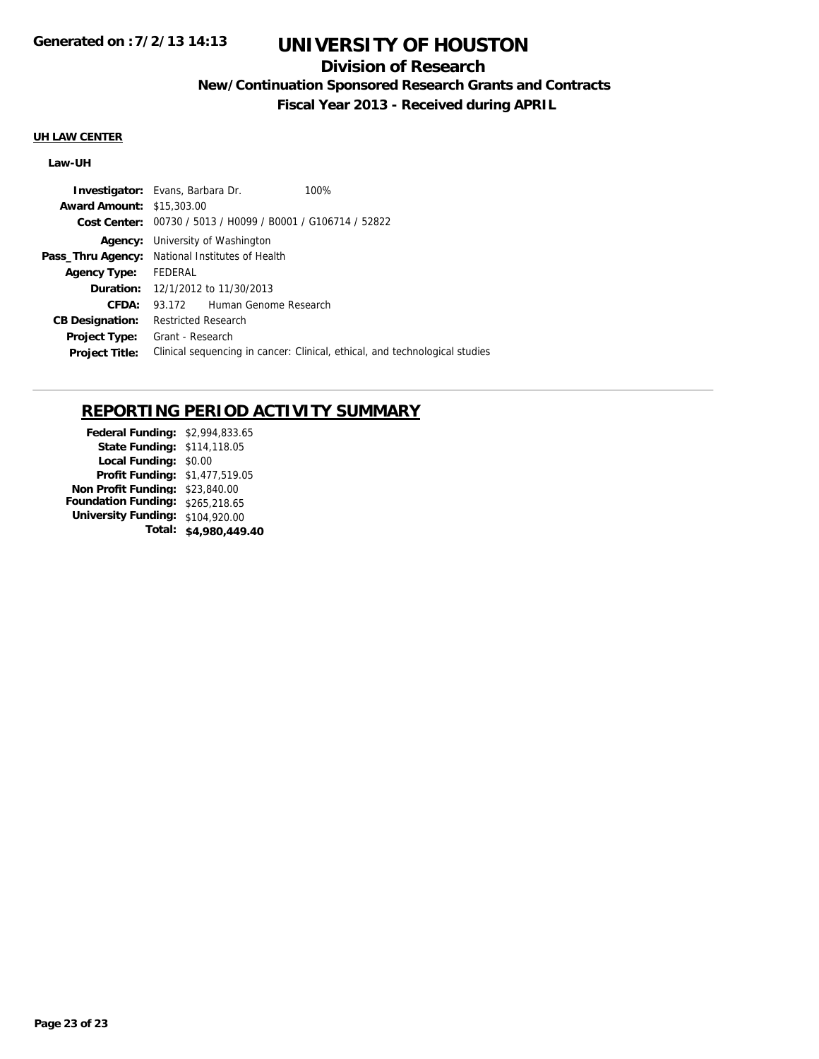# UNIVERSITY OF HOUSTON

## Division of Research

### New/Continuation Sponsored Research Grants and Contracts

### Fiscal Year 2013 - Received during APRIL

**UH LAW CENTER**

**Law-UH**

| | |
|---|---|
| **Investigator:** | Evans, Barbara Dr. 100% |
| **Award Amount:** | $15,303.00 |
| **Cost Center:** | 00730 / 5013 / H0099 / B0001 / G106714 / 52822 |
| **Agency:** | University of Washington |
| **Pass_Thru Agency:** | National Institutes of Health |
| **Agency Type:** | FEDERAL |
| **Duration:** | 12/1/2012 to 11/30/2013 |
| **CFDA:** | 93.172 Human Genome Research |
| **CB Designation:** | Restricted Research |
| **Project Type:** | Grant - Research |
| **Project Title:** | Clinical sequencing in cancer: Clinical, ethical, and technological studies |

## REPORTING PERIOD ACTIVITY SUMMARY

| | |
|---|---|
| **Federal Funding:** | $2,994,833.65 |
| **State Funding:** | $114,118.05 |
| **Local Funding:** | $0.00 |
| **Profit Funding:** | $1,477,519.05 |
| **Non Profit Funding:** | $23,840.00 |
| **Foundation Funding:** | $265,218.65 |
| **University Funding:** | $104,920.00 |
| **Total:** | **$4,980,449.40** |